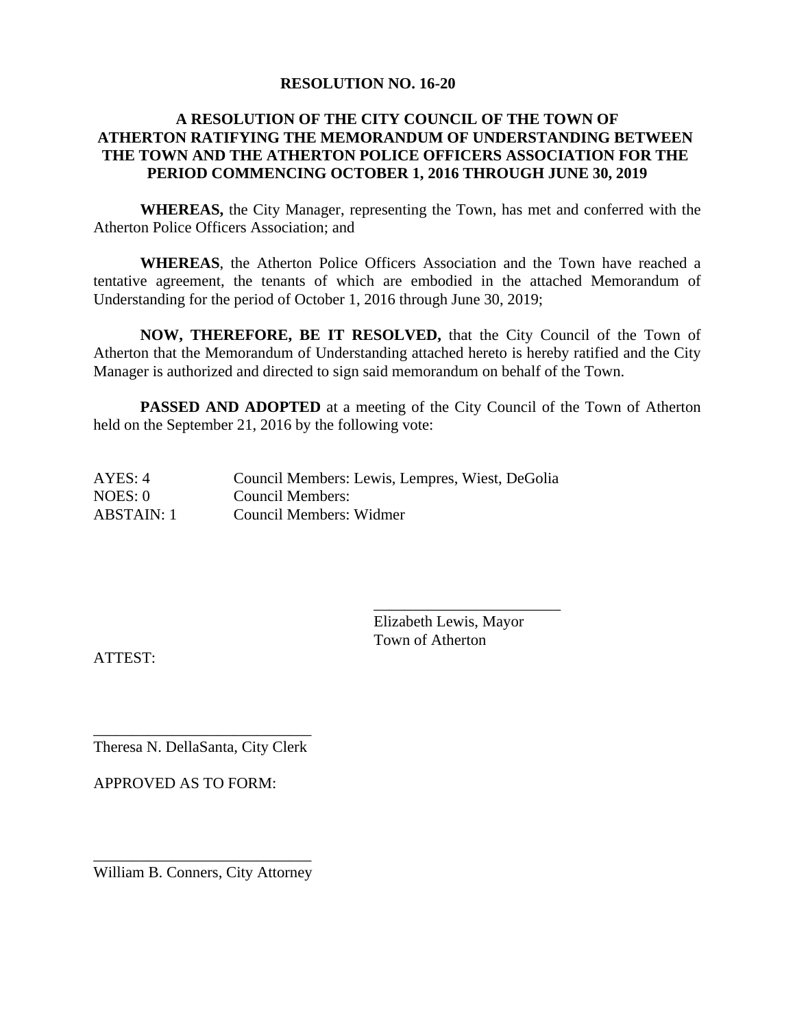**RESOLUTION NO. 16-20**

**A RESOLUTION OF THE CITY COUNCIL OF THE TOWN OF ATHERTON RATIFYING THE MEMORANDUM OF UNDERSTANDING BETWEEN THE TOWN AND THE ATHERTON POLICE OFFICERS ASSOCIATION FOR THE PERIOD COMMENCING OCTOBER 1, 2016 THROUGH JUNE 30, 2019**

**WHEREAS,** the City Manager, representing the Town, has met and conferred with the Atherton Police Officers Association; and

**WHEREAS**, the Atherton Police Officers Association and the Town have reached a tentative agreement, the tenants of which are embodied in the attached Memorandum of Understanding for the period of October 1, 2016 through June 30, 2019;

**NOW, THEREFORE, BE IT RESOLVED,** that the City Council of the Town of Atherton that the Memorandum of Understanding attached hereto is hereby ratified and the City Manager is authorized and directed to sign said memorandum on behalf of the Town.

**PASSED AND ADOPTED** at a meeting of the City Council of the Town of Atherton held on the September 21, 2016 by the following vote:

AYES: 4 Council Members: Lewis, Lempres, Wiest, DeGolia
NOES: 0 Council Members:
ABSTAIN: 1 Council Members: Widmer

\_\_\_\_\_\_\_\_\_\_\_\_\_\_\_\_\_\_\_\_\_\_\_\_
Elizabeth Lewis, Mayor
Town of Atherton

ATTEST:

\_\_\_\_\_\_\_\_\_\_\_\_\_\_\_\_\_\_\_\_\_\_\_\_\_\_\_
Theresa N. DellaSanta, City Clerk

APPROVED AS TO FORM:

\_\_\_\_\_\_\_\_\_\_\_\_\_\_\_\_\_\_\_\_\_\_\_\_\_\_\_
William B. Conners, City Attorney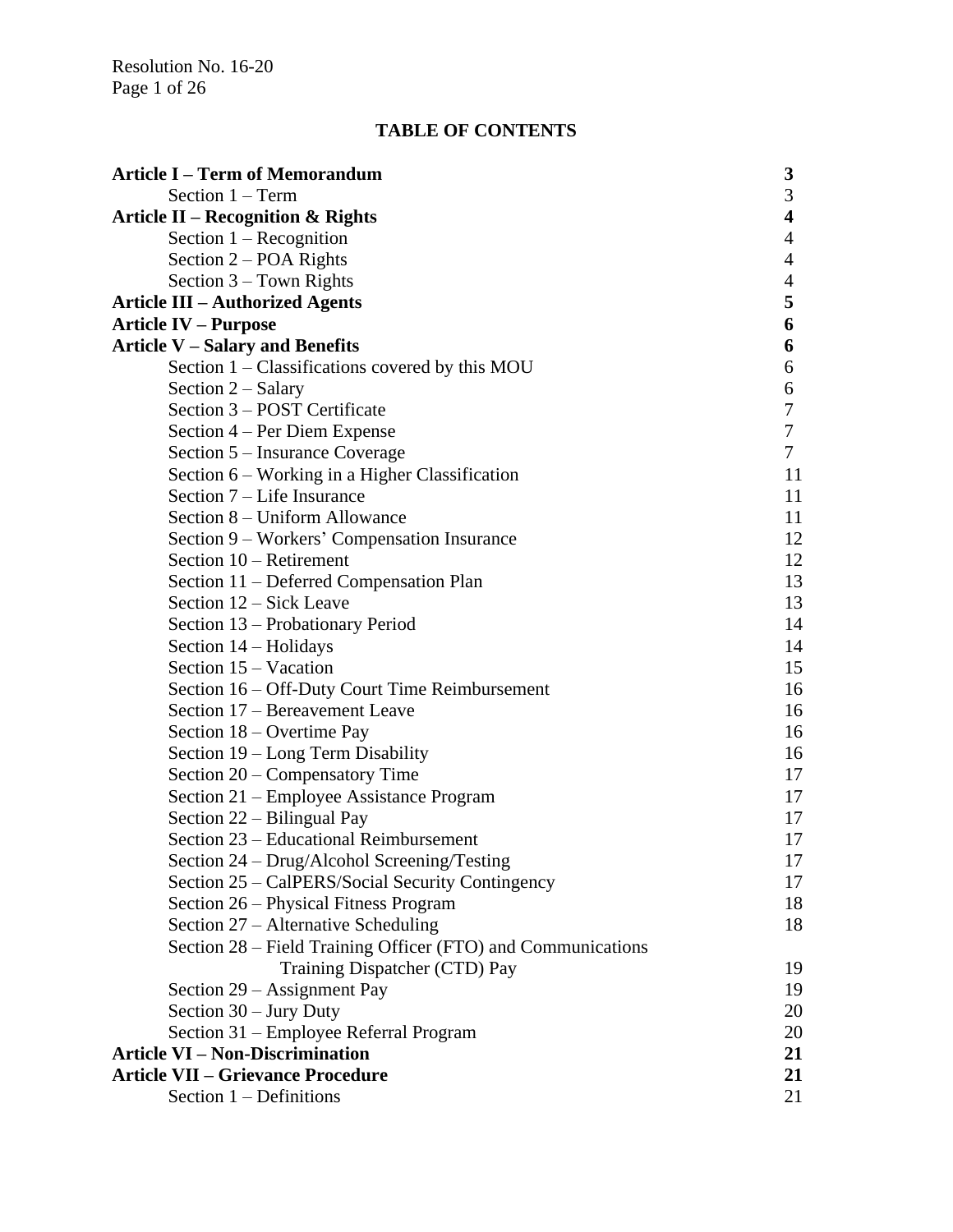## TABLE OF CONTENTS

| | |
|---|---|
| **Article I – Term of Memorandum** | **3** |
| Section 1 – Term | 3 |
| **Article II – Recognition & Rights** | **4** |
| Section 1 – Recognition | 4 |
| Section 2 – POA Rights | 4 |
| Section 3 – Town Rights | 4 |
| **Article III – Authorized Agents** | **5** |
| **Article IV – Purpose** | **6** |
| **Article V – Salary and Benefits** | **6** |
| Section 1 – Classifications covered by this MOU | 6 |
| Section 2 – Salary | 6 |
| Section 3 – POST Certificate | 7 |
| Section 4 – Per Diem Expense | 7 |
| Section 5 – Insurance Coverage | 7 |
| Section 6 – Working in a Higher Classification | 11 |
| Section 7 – Life Insurance | 11 |
| Section 8 – Uniform Allowance | 11 |
| Section 9 – Workers' Compensation Insurance | 12 |
| Section 10 – Retirement | 12 |
| Section 11 – Deferred Compensation Plan | 13 |
| Section 12 – Sick Leave | 13 |
| Section 13 – Probationary Period | 14 |
| Section 14 – Holidays | 14 |
| Section 15 – Vacation | 15 |
| Section 16 – Off-Duty Court Time Reimbursement | 16 |
| Section 17 – Bereavement Leave | 16 |
| Section 18 – Overtime Pay | 16 |
| Section 19 – Long Term Disability | 16 |
| Section 20 – Compensatory Time | 17 |
| Section 21 – Employee Assistance Program | 17 |
| Section 22 – Bilingual Pay | 17 |
| Section 23 – Educational Reimbursement | 17 |
| Section 24 – Drug/Alcohol Screening/Testing | 17 |
| Section 25 – CalPERS/Social Security Contingency | 17 |
| Section 26 – Physical Fitness Program | 18 |
| Section 27 – Alternative Scheduling | 18 |
| Section 28 – Field Training Officer (FTO) and Communications Training Dispatcher (CTD) Pay | 19 |
| Section 29 – Assignment Pay | 19 |
| Section 30 – Jury Duty | 20 |
| Section 31 – Employee Referral Program | 20 |
| **Article VI – Non-Discrimination** | **21** |
| **Article VII – Grievance Procedure** | **21** |
| Section 1 – Definitions | 21 |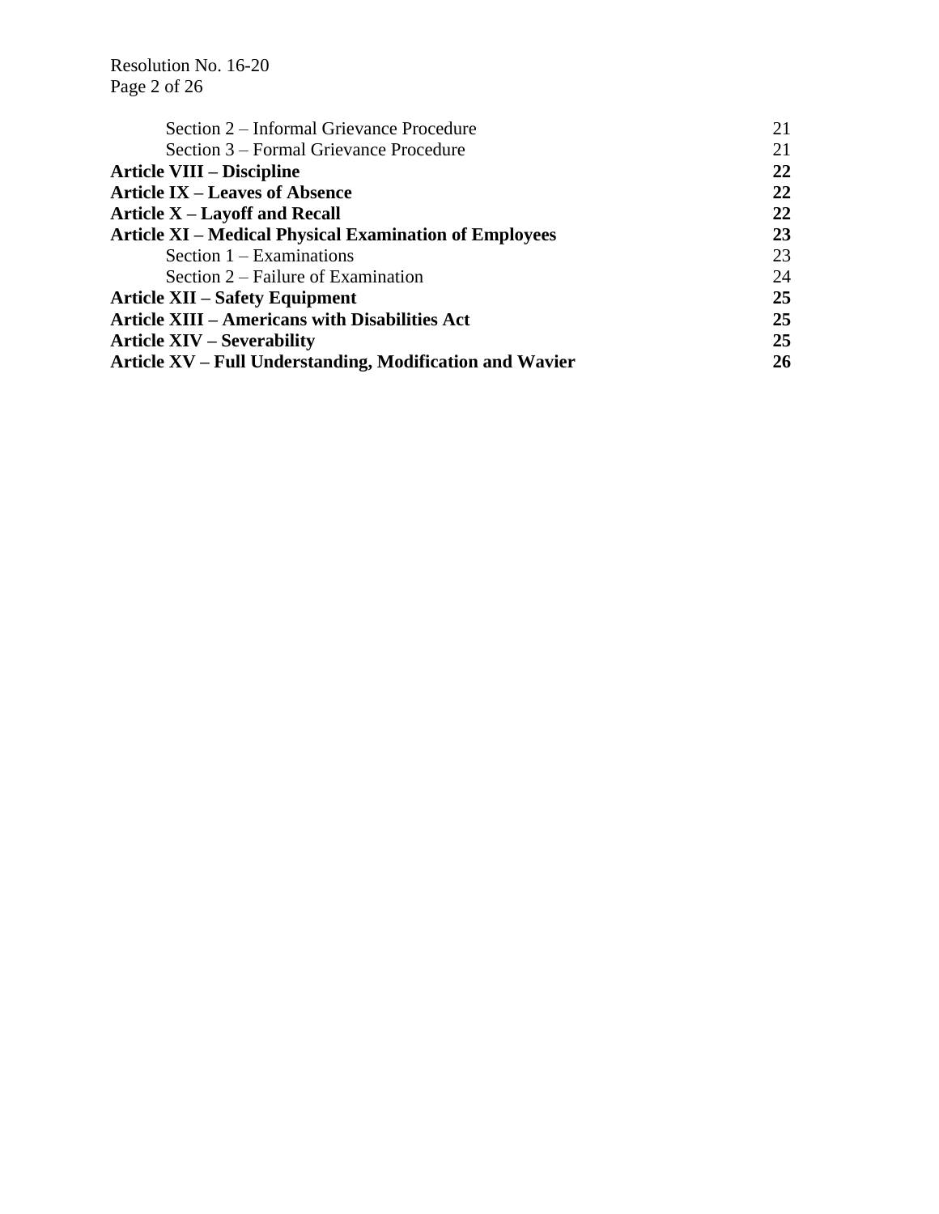| | |
|---|---|
| Section 2 – Informal Grievance Procedure | 21 |
| Section 3 – Formal Grievance Procedure | 21 |
| **Article VIII – Discipline** | **22** |
| **Article IX – Leaves of Absence** | **22** |
| **Article X – Layoff and Recall** | **22** |
| **Article XI – Medical Physical Examination of Employees** | **23** |
| Section 1 – Examinations | 23 |
| Section 2 – Failure of Examination | 24 |
| **Article XII – Safety Equipment** | **25** |
| **Article XIII – Americans with Disabilities Act** | **25** |
| **Article XIV – Severability** | **25** |
| **Article XV – Full Understanding, Modification and Wavier** | **26** |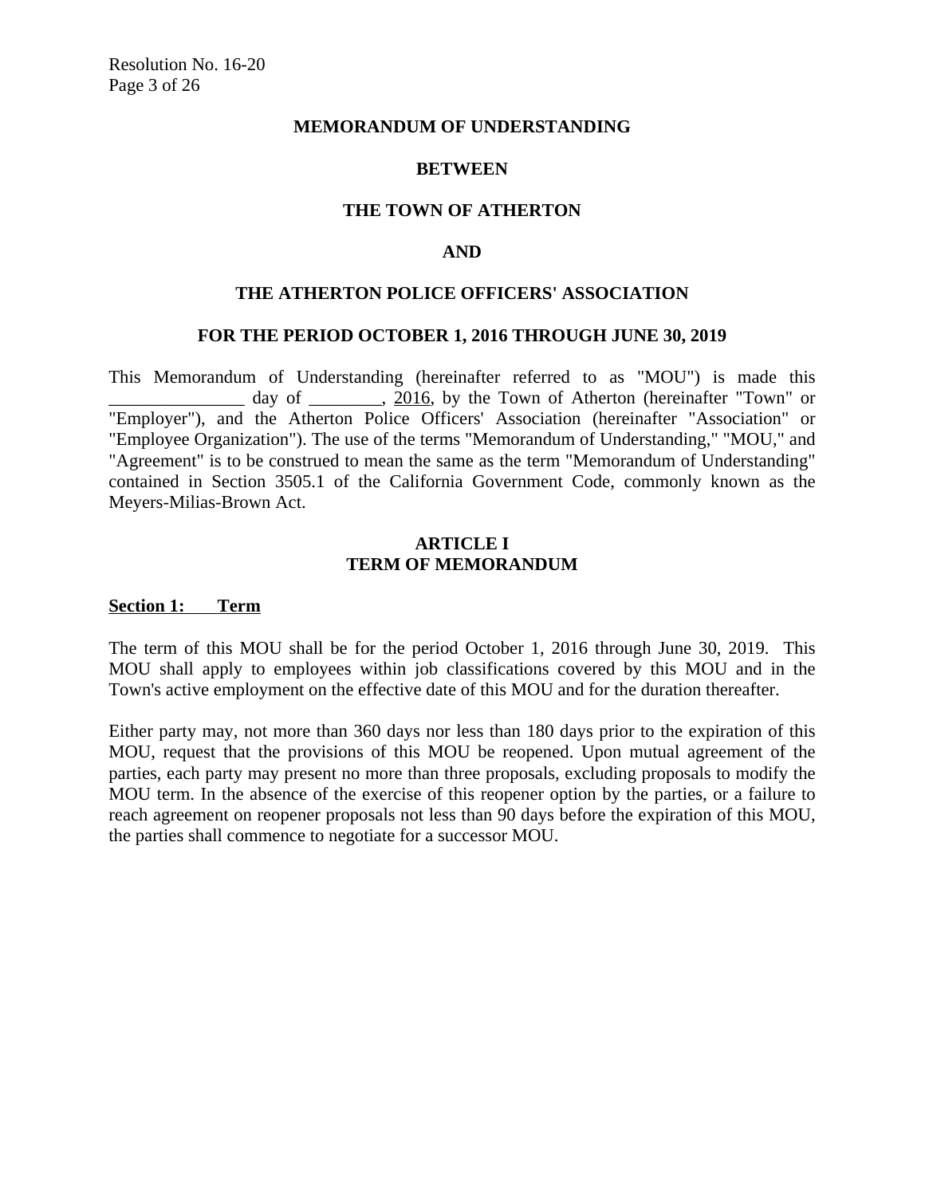**MEMORANDUM OF UNDERSTANDING**

**BETWEEN**

**THE TOWN OF ATHERTON**

**AND**

**THE ATHERTON POLICE OFFICERS' ASSOCIATION**

**FOR THE PERIOD OCTOBER 1, 2016 THROUGH JUNE 30, 2019**

This Memorandum of Understanding (hereinafter referred to as "MOU") is made this _______________ day of ________, 2016, by the Town of Atherton (hereinafter "Town" or "Employer"), and the Atherton Police Officers' Association (hereinafter "Association" or "Employee Organization"). The use of the terms "Memorandum of Understanding," "MOU," and "Agreement" is to be construed to mean the same as the term "Memorandum of Understanding" contained in Section 3505.1 of the California Government Code, commonly known as the Meyers-Milias-Brown Act.

## ARTICLE I
## TERM OF MEMORANDUM

**Section 1: Term**

The term of this MOU shall be for the period October 1, 2016 through June 30, 2019. This MOU shall apply to employees within job classifications covered by this MOU and in the Town's active employment on the effective date of this MOU and for the duration thereafter.

Either party may, not more than 360 days nor less than 180 days prior to the expiration of this MOU, request that the provisions of this MOU be reopened. Upon mutual agreement of the parties, each party may present no more than three proposals, excluding proposals to modify the MOU term. In the absence of the exercise of this reopener option by the parties, or a failure to reach agreement on reopener proposals not less than 90 days before the expiration of this MOU, the parties shall commence to negotiate for a successor MOU.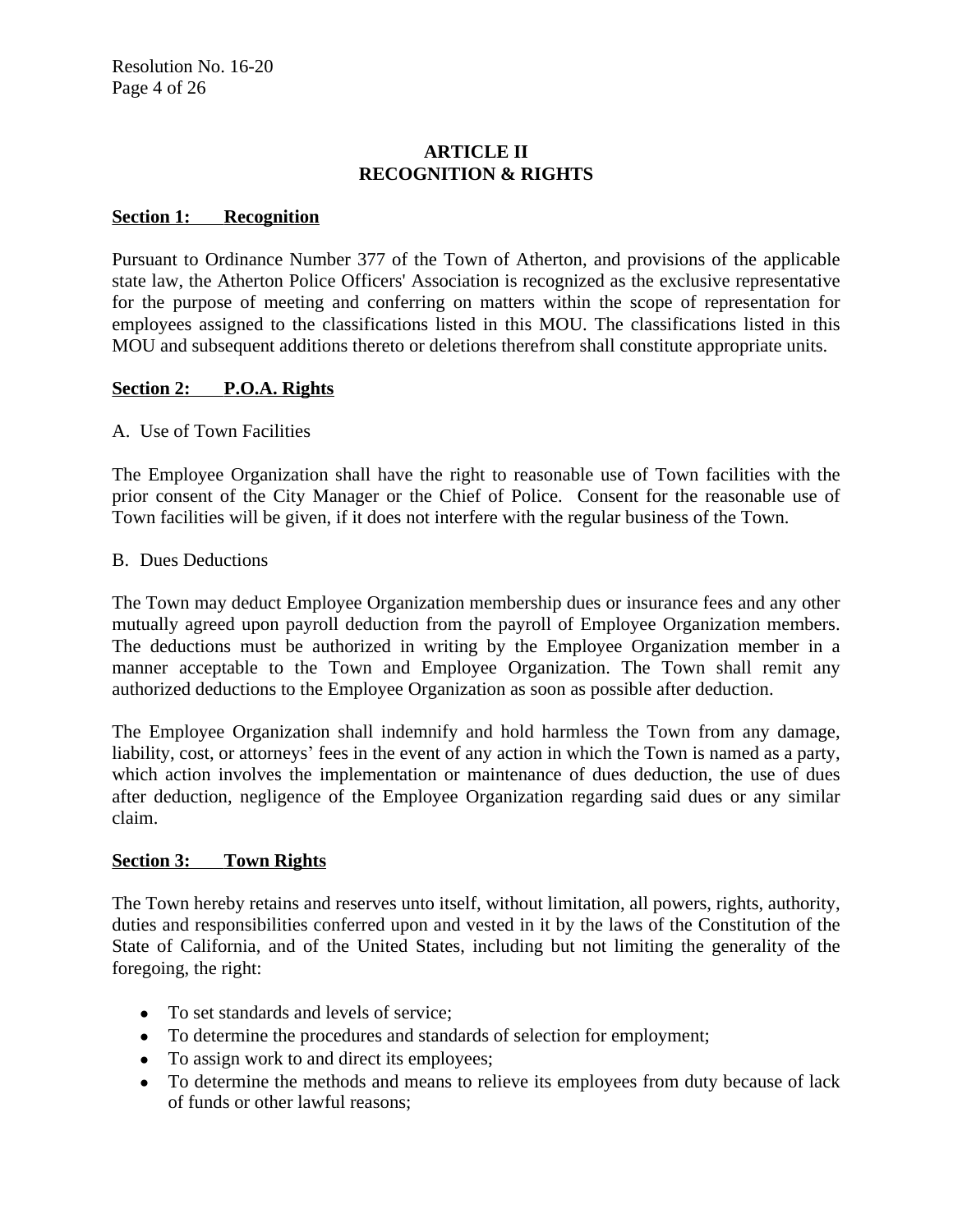## ARTICLE II
## RECOGNITION & RIGHTS

**Section 1: Recognition**

Pursuant to Ordinance Number 377 of the Town of Atherton, and provisions of the applicable state law, the Atherton Police Officers' Association is recognized as the exclusive representative for the purpose of meeting and conferring on matters within the scope of representation for employees assigned to the classifications listed in this MOU. The classifications listed in this MOU and subsequent additions thereto or deletions therefrom shall constitute appropriate units.

**Section 2: P.O.A. Rights**

A. Use of Town Facilities

The Employee Organization shall have the right to reasonable use of Town facilities with the prior consent of the City Manager or the Chief of Police. Consent for the reasonable use of Town facilities will be given, if it does not interfere with the regular business of the Town.

B. Dues Deductions

The Town may deduct Employee Organization membership dues or insurance fees and any other mutually agreed upon payroll deduction from the payroll of Employee Organization members. The deductions must be authorized in writing by the Employee Organization member in a manner acceptable to the Town and Employee Organization. The Town shall remit any authorized deductions to the Employee Organization as soon as possible after deduction.

The Employee Organization shall indemnify and hold harmless the Town from any damage, liability, cost, or attorneys' fees in the event of any action in which the Town is named as a party, which action involves the implementation or maintenance of dues deduction, the use of dues after deduction, negligence of the Employee Organization regarding said dues or any similar claim.

**Section 3: Town Rights**

The Town hereby retains and reserves unto itself, without limitation, all powers, rights, authority, duties and responsibilities conferred upon and vested in it by the laws of the Constitution of the State of California, and of the United States, including but not limiting the generality of the foregoing, the right:

- To set standards and levels of service;
- To determine the procedures and standards of selection for employment;
- To assign work to and direct its employees;
- To determine the methods and means to relieve its employees from duty because of lack of funds or other lawful reasons;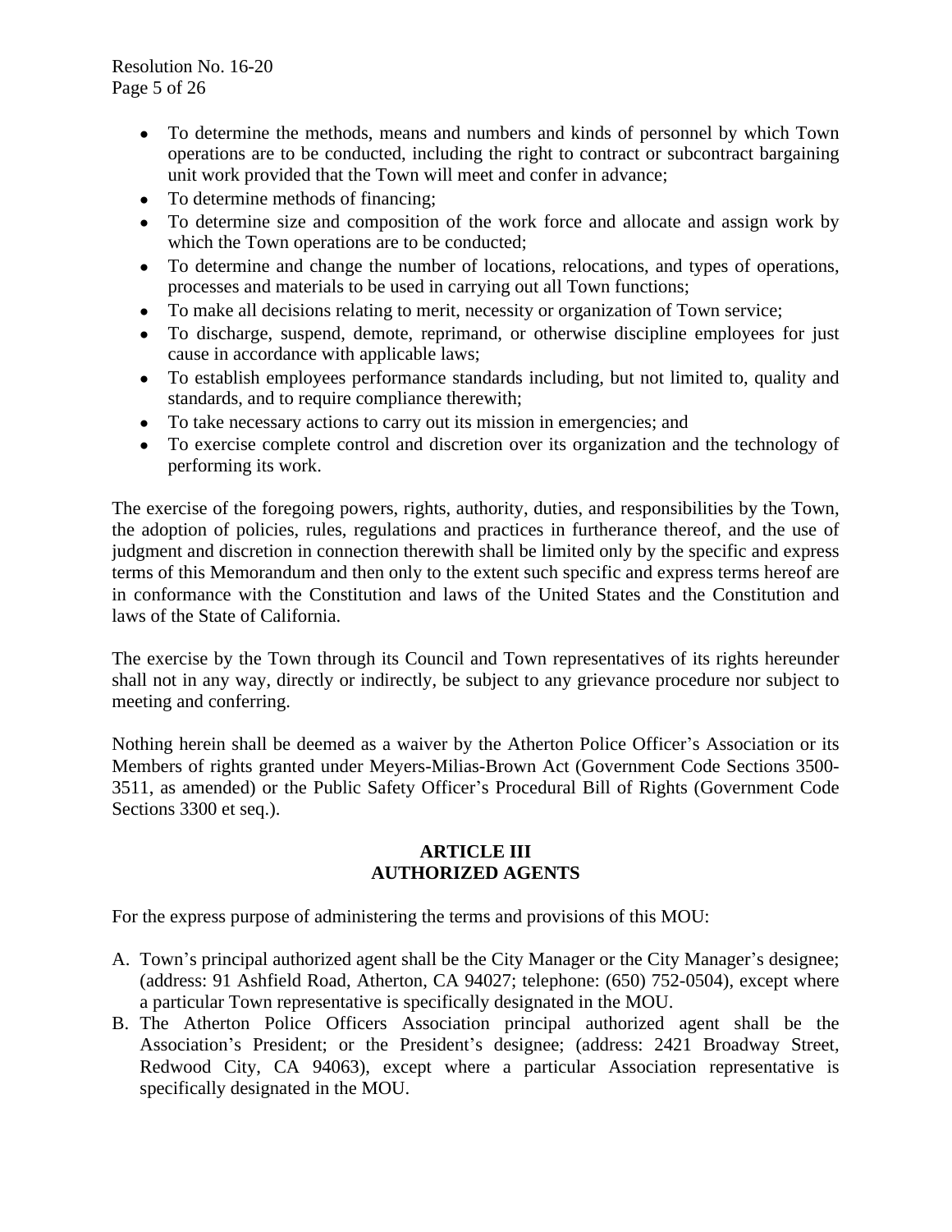- To determine the methods, means and numbers and kinds of personnel by which Town operations are to be conducted, including the right to contract or subcontract bargaining unit work provided that the Town will meet and confer in advance;
- To determine methods of financing;
- To determine size and composition of the work force and allocate and assign work by which the Town operations are to be conducted;
- To determine and change the number of locations, relocations, and types of operations, processes and materials to be used in carrying out all Town functions;
- To make all decisions relating to merit, necessity or organization of Town service;
- To discharge, suspend, demote, reprimand, or otherwise discipline employees for just cause in accordance with applicable laws;
- To establish employees performance standards including, but not limited to, quality and standards, and to require compliance therewith;
- To take necessary actions to carry out its mission in emergencies; and
- To exercise complete control and discretion over its organization and the technology of performing its work.

The exercise of the foregoing powers, rights, authority, duties, and responsibilities by the Town, the adoption of policies, rules, regulations and practices in furtherance thereof, and the use of judgment and discretion in connection therewith shall be limited only by the specific and express terms of this Memorandum and then only to the extent such specific and express terms hereof are in conformance with the Constitution and laws of the United States and the Constitution and laws of the State of California.

The exercise by the Town through its Council and Town representatives of its rights hereunder shall not in any way, directly or indirectly, be subject to any grievance procedure nor subject to meeting and conferring.

Nothing herein shall be deemed as a waiver by the Atherton Police Officer's Association or its Members of rights granted under Meyers-Milias-Brown Act (Government Code Sections 3500-3511, as amended) or the Public Safety Officer's Procedural Bill of Rights (Government Code Sections 3300 et seq.).

## ARTICLE III
## AUTHORIZED AGENTS

For the express purpose of administering the terms and provisions of this MOU:

A. Town's principal authorized agent shall be the City Manager or the City Manager's designee; (address: 91 Ashfield Road, Atherton, CA 94027; telephone: (650) 752-0504), except where a particular Town representative is specifically designated in the MOU.
B. The Atherton Police Officers Association principal authorized agent shall be the Association's President; or the President's designee; (address: 2421 Broadway Street, Redwood City, CA 94063), except where a particular Association representative is specifically designated in the MOU.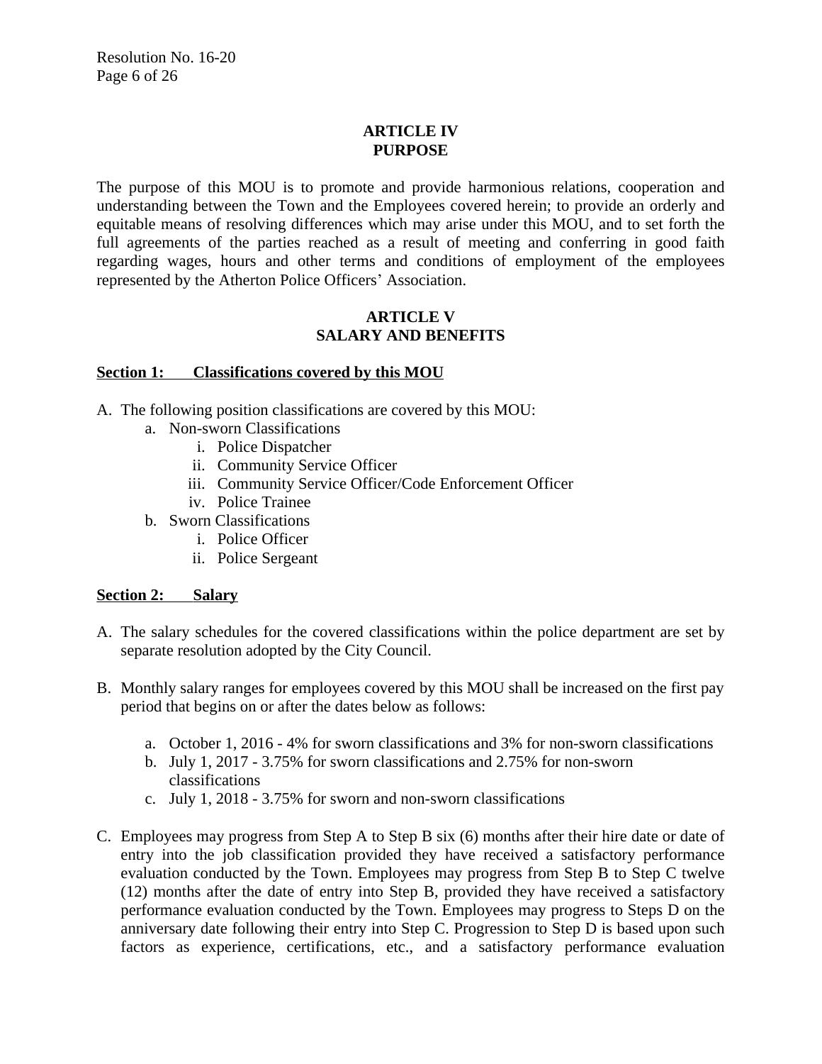## ARTICLE IV
## PURPOSE

The purpose of this MOU is to promote and provide harmonious relations, cooperation and understanding between the Town and the Employees covered herein; to provide an orderly and equitable means of resolving differences which may arise under this MOU, and to set forth the full agreements of the parties reached as a result of meeting and conferring in good faith regarding wages, hours and other terms and conditions of employment of the employees represented by the Atherton Police Officers' Association.

## ARTICLE V
## SALARY AND BENEFITS

**Section 1: Classifications covered by this MOU**

A. The following position classifications are covered by this MOU:
   a. Non-sworn Classifications
      i. Police Dispatcher
      ii. Community Service Officer
      iii. Community Service Officer/Code Enforcement Officer
      iv. Police Trainee
   b. Sworn Classifications
      i. Police Officer
      ii. Police Sergeant

**Section 2: Salary**

A. The salary schedules for the covered classifications within the police department are set by separate resolution adopted by the City Council.

B. Monthly salary ranges for employees covered by this MOU shall be increased on the first pay period that begins on or after the dates below as follows:

   a. October 1, 2016 - 4% for sworn classifications and 3% for non-sworn classifications
   b. July 1, 2017 - 3.75% for sworn classifications and 2.75% for non-sworn classifications
   c. July 1, 2018 - 3.75% for sworn and non-sworn classifications

C. Employees may progress from Step A to Step B six (6) months after their hire date or date of entry into the job classification provided they have received a satisfactory performance evaluation conducted by the Town. Employees may progress from Step B to Step C twelve (12) months after the date of entry into Step B, provided they have received a satisfactory performance evaluation conducted by the Town. Employees may progress to Steps D on the anniversary date following their entry into Step C. Progression to Step D is based upon such factors as experience, certifications, etc., and a satisfactory performance evaluation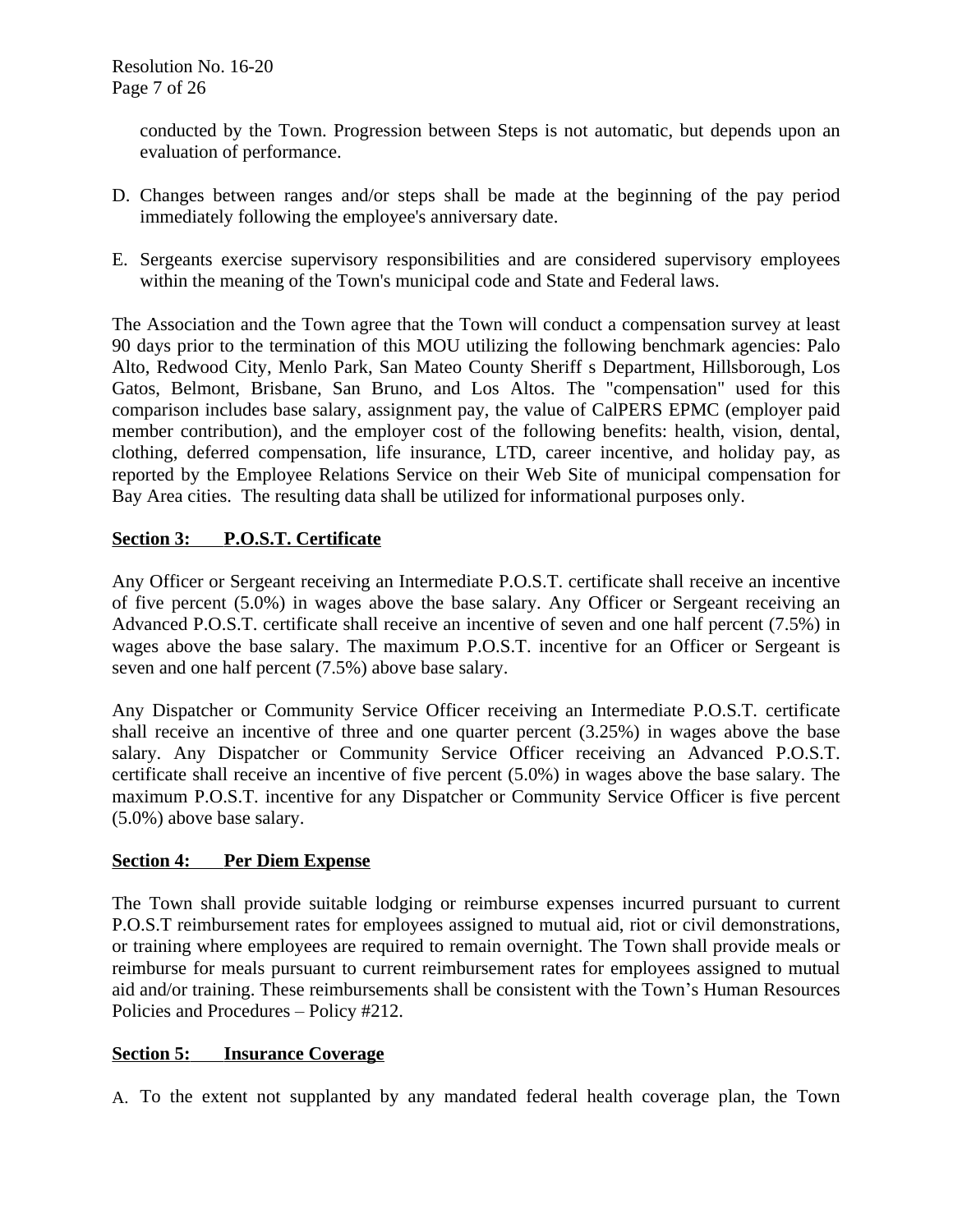conducted by the Town. Progression between Steps is not automatic, but depends upon an evaluation of performance.

D. Changes between ranges and/or steps shall be made at the beginning of the pay period immediately following the employee's anniversary date.

E. Sergeants exercise supervisory responsibilities and are considered supervisory employees within the meaning of the Town's municipal code and State and Federal laws.

The Association and the Town agree that the Town will conduct a compensation survey at least 90 days prior to the termination of this MOU utilizing the following benchmark agencies: Palo Alto, Redwood City, Menlo Park, San Mateo County Sheriff s Department, Hillsborough, Los Gatos, Belmont, Brisbane, San Bruno, and Los Altos. The "compensation" used for this comparison includes base salary, assignment pay, the value of CalPERS EPMC (employer paid member contribution), and the employer cost of the following benefits: health, vision, dental, clothing, deferred compensation, life insurance, LTD, career incentive, and holiday pay, as reported by the Employee Relations Service on their Web Site of municipal compensation for Bay Area cities. The resulting data shall be utilized for informational purposes only.

## Section 3: P.O.S.T. Certificate

Any Officer or Sergeant receiving an Intermediate P.O.S.T. certificate shall receive an incentive of five percent (5.0%) in wages above the base salary. Any Officer or Sergeant receiving an Advanced P.O.S.T. certificate shall receive an incentive of seven and one half percent (7.5%) in wages above the base salary. The maximum P.O.S.T. incentive for an Officer or Sergeant is seven and one half percent (7.5%) above base salary.

Any Dispatcher or Community Service Officer receiving an Intermediate P.O.S.T. certificate shall receive an incentive of three and one quarter percent (3.25%) in wages above the base salary. Any Dispatcher or Community Service Officer receiving an Advanced P.O.S.T. certificate shall receive an incentive of five percent (5.0%) in wages above the base salary. The maximum P.O.S.T. incentive for any Dispatcher or Community Service Officer is five percent (5.0%) above base salary.

## Section 4: Per Diem Expense

The Town shall provide suitable lodging or reimburse expenses incurred pursuant to current P.O.S.T reimbursement rates for employees assigned to mutual aid, riot or civil demonstrations, or training where employees are required to remain overnight. The Town shall provide meals or reimburse for meals pursuant to current reimbursement rates for employees assigned to mutual aid and/or training. These reimbursements shall be consistent with the Town's Human Resources Policies and Procedures – Policy #212.

## Section 5: Insurance Coverage

A. To the extent not supplanted by any mandated federal health coverage plan, the Town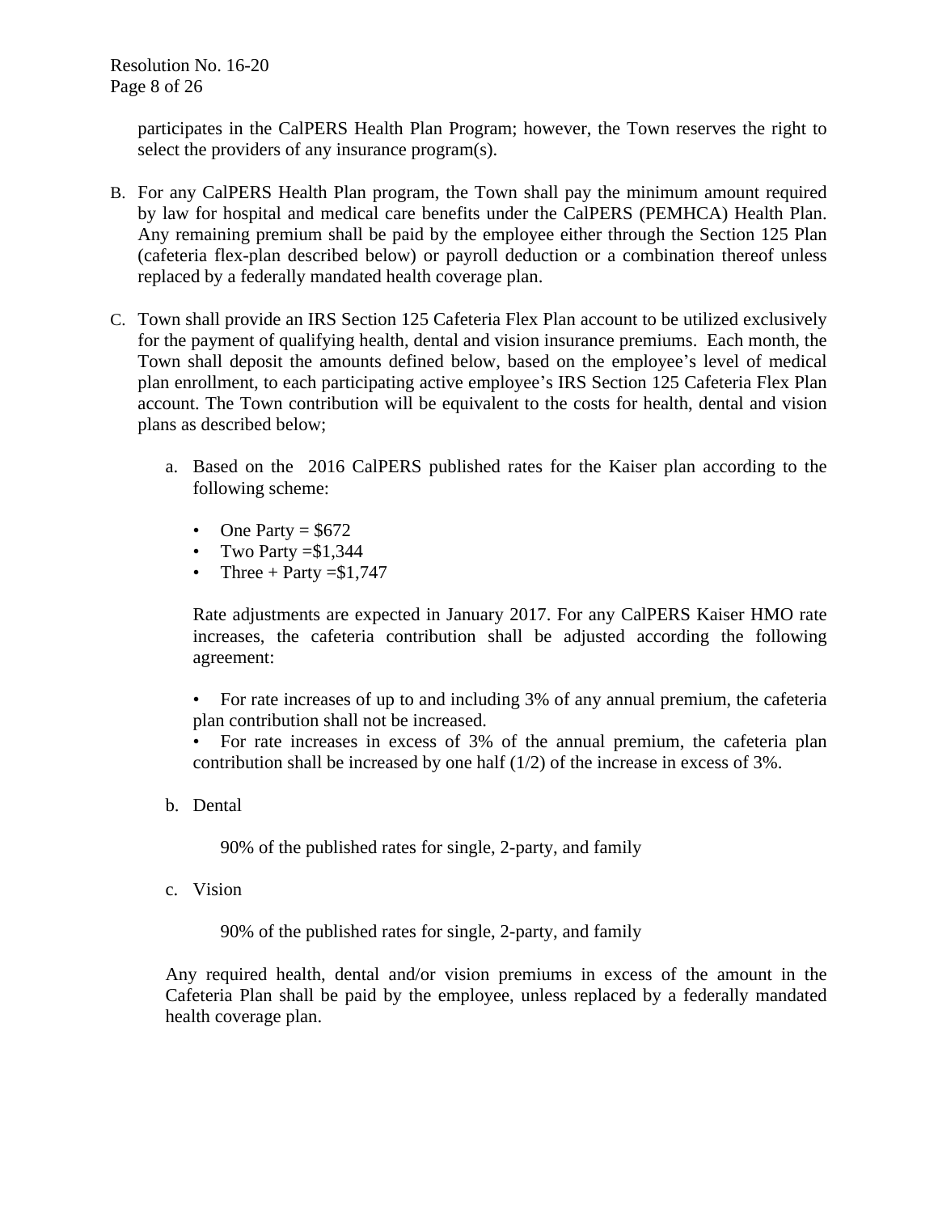participates in the CalPERS Health Plan Program; however, the Town reserves the right to select the providers of any insurance program(s).

B. For any CalPERS Health Plan program, the Town shall pay the minimum amount required by law for hospital and medical care benefits under the CalPERS (PEMHCA) Health Plan. Any remaining premium shall be paid by the employee either through the Section 125 Plan (cafeteria flex-plan described below) or payroll deduction or a combination thereof unless replaced by a federally mandated health coverage plan.

C. Town shall provide an IRS Section 125 Cafeteria Flex Plan account to be utilized exclusively for the payment of qualifying health, dental and vision insurance premiums. Each month, the Town shall deposit the amounts defined below, based on the employee's level of medical plan enrollment, to each participating active employee's IRS Section 125 Cafeteria Flex Plan account. The Town contribution will be equivalent to the costs for health, dental and vision plans as described below;

   a. Based on the 2016 CalPERS published rates for the Kaiser plan according to the following scheme:

      - One Party = $672
      - Two Party =$1,344
      - Three + Party =$1,747

      Rate adjustments are expected in January 2017. For any CalPERS Kaiser HMO rate increases, the cafeteria contribution shall be adjusted according the following agreement:

      - For rate increases of up to and including 3% of any annual premium, the cafeteria plan contribution shall not be increased.
      - For rate increases in excess of 3% of the annual premium, the cafeteria plan contribution shall be increased by one half (1/2) of the increase in excess of 3%.

   b. Dental

      90% of the published rates for single, 2-party, and family

   c. Vision

      90% of the published rates for single, 2-party, and family

   Any required health, dental and/or vision premiums in excess of the amount in the Cafeteria Plan shall be paid by the employee, unless replaced by a federally mandated health coverage plan.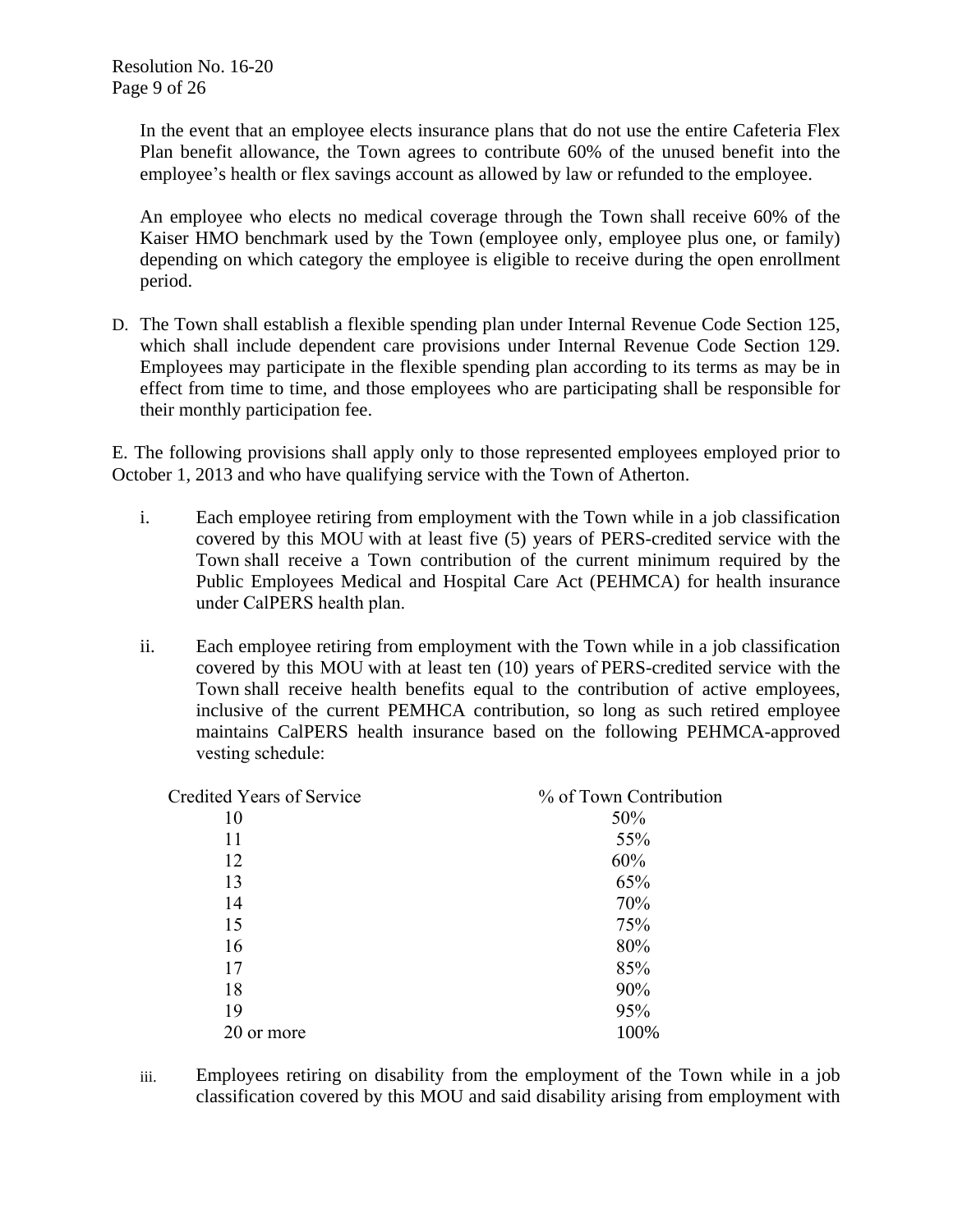In the event that an employee elects insurance plans that do not use the entire Cafeteria Flex Plan benefit allowance, the Town agrees to contribute 60% of the unused benefit into the employee's health or flex savings account as allowed by law or refunded to the employee.

An employee who elects no medical coverage through the Town shall receive 60% of the Kaiser HMO benchmark used by the Town (employee only, employee plus one, or family) depending on which category the employee is eligible to receive during the open enrollment period.

D. The Town shall establish a flexible spending plan under Internal Revenue Code Section 125, which shall include dependent care provisions under Internal Revenue Code Section 129. Employees may participate in the flexible spending plan according to its terms as may be in effect from time to time, and those employees who are participating shall be responsible for their monthly participation fee.

E. The following provisions shall apply only to those represented employees employed prior to October 1, 2013 and who have qualifying service with the Town of Atherton.

i. Each employee retiring from employment with the Town while in a job classification covered by this MOU with at least five (5) years of PERS-credited service with the Town shall receive a Town contribution of the current minimum required by the Public Employees Medical and Hospital Care Act (PEHMCA) for health insurance under CalPERS health plan.

ii. Each employee retiring from employment with the Town while in a job classification covered by this MOU with at least ten (10) years of PERS-credited service with the Town shall receive health benefits equal to the contribution of active employees, inclusive of the current PEMHCA contribution, so long as such retired employee maintains CalPERS health insurance based on the following PEHMCA-approved vesting schedule:

| Credited Years of Service | % of Town Contribution |
|---|---|
| 10 | 50% |
| 11 | 55% |
| 12 | 60% |
| 13 | 65% |
| 14 | 70% |
| 15 | 75% |
| 16 | 80% |
| 17 | 85% |
| 18 | 90% |
| 19 | 95% |
| 20 or more | 100% |

iii. Employees retiring on disability from the employment of the Town while in a job classification covered by this MOU and said disability arising from employment with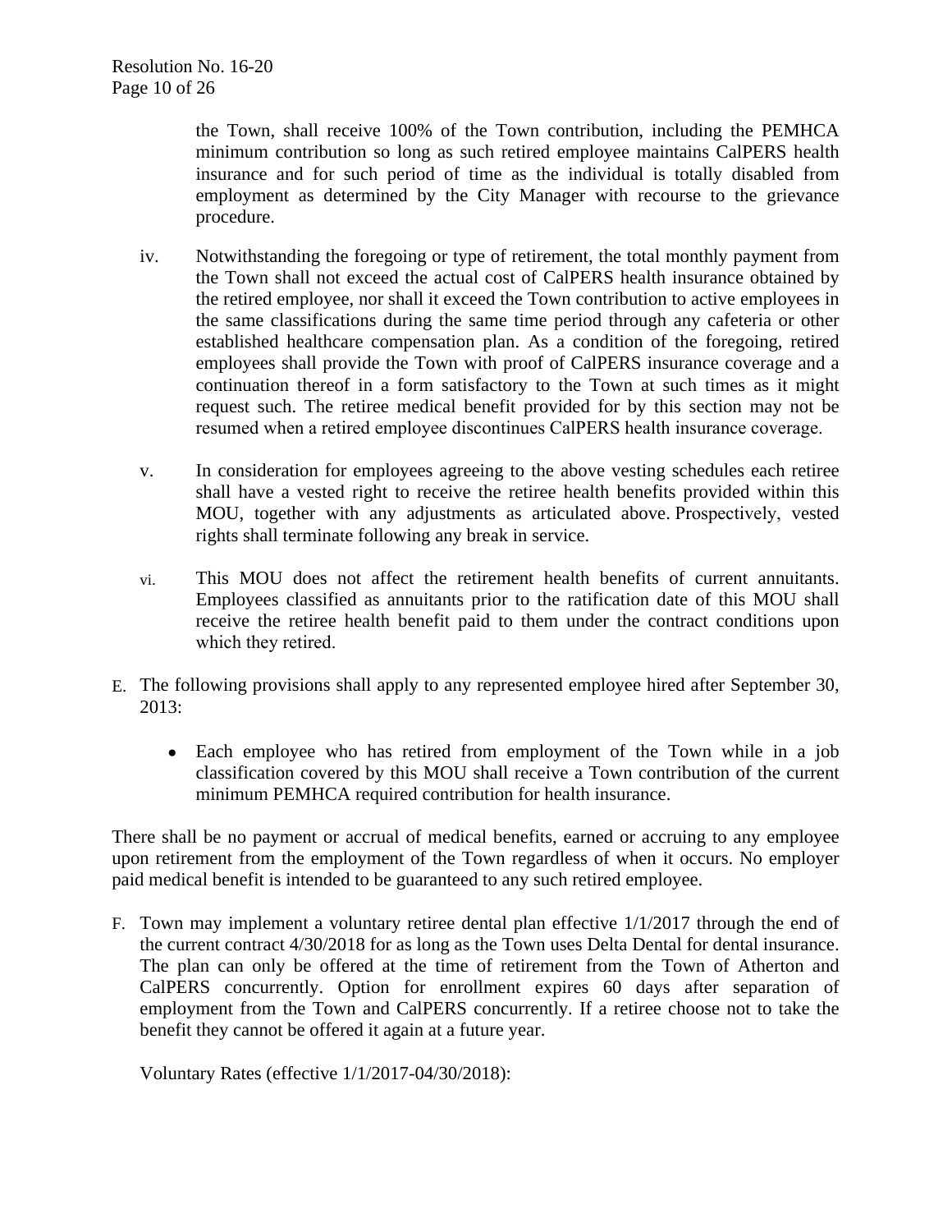the Town, shall receive 100% of the Town contribution, including the PEMHCA minimum contribution so long as such retired employee maintains CalPERS health insurance and for such period of time as the individual is totally disabled from employment as determined by the City Manager with recourse to the grievance procedure.

iv. Notwithstanding the foregoing or type of retirement, the total monthly payment from the Town shall not exceed the actual cost of CalPERS health insurance obtained by the retired employee, nor shall it exceed the Town contribution to active employees in the same classifications during the same time period through any cafeteria or other established healthcare compensation plan. As a condition of the foregoing, retired employees shall provide the Town with proof of CalPERS insurance coverage and a continuation thereof in a form satisfactory to the Town at such times as it might request such. The retiree medical benefit provided for by this section may not be resumed when a retired employee discontinues CalPERS health insurance coverage.

v. In consideration for employees agreeing to the above vesting schedules each retiree shall have a vested right to receive the retiree health benefits provided within this MOU, together with any adjustments as articulated above. Prospectively, vested rights shall terminate following any break in service.

vi. This MOU does not affect the retirement health benefits of current annuitants. Employees classified as annuitants prior to the ratification date of this MOU shall receive the retiree health benefit paid to them under the contract conditions upon which they retired.

E. The following provisions shall apply to any represented employee hired after September 30, 2013:

- Each employee who has retired from employment of the Town while in a job classification covered by this MOU shall receive a Town contribution of the current minimum PEMHCA required contribution for health insurance.

There shall be no payment or accrual of medical benefits, earned or accruing to any employee upon retirement from the employment of the Town regardless of when it occurs. No employer paid medical benefit is intended to be guaranteed to any such retired employee.

F. Town may implement a voluntary retiree dental plan effective 1/1/2017 through the end of the current contract 4/30/2018 for as long as the Town uses Delta Dental for dental insurance. The plan can only be offered at the time of retirement from the Town of Atherton and CalPERS concurrently. Option for enrollment expires 60 days after separation of employment from the Town and CalPERS concurrently. If a retiree choose not to take the benefit they cannot be offered it again at a future year.

Voluntary Rates (effective 1/1/2017-04/30/2018):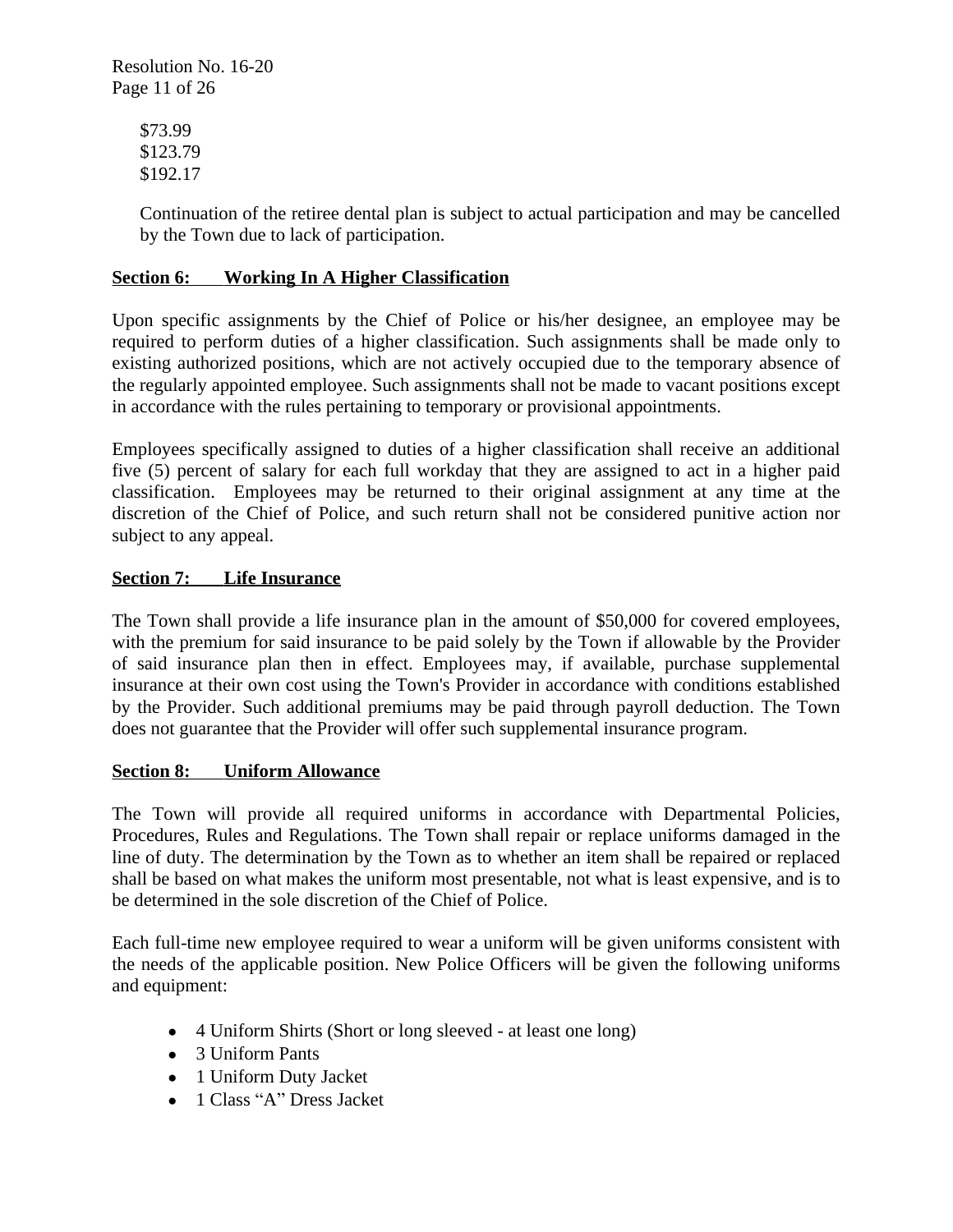$73.99
$123.79
$192.17

Continuation of the retiree dental plan is subject to actual participation and may be cancelled by the Town due to lack of participation.

**Section 6: Working In A Higher Classification**

Upon specific assignments by the Chief of Police or his/her designee, an employee may be required to perform duties of a higher classification. Such assignments shall be made only to existing authorized positions, which are not actively occupied due to the temporary absence of the regularly appointed employee. Such assignments shall not be made to vacant positions except in accordance with the rules pertaining to temporary or provisional appointments.

Employees specifically assigned to duties of a higher classification shall receive an additional five (5) percent of salary for each full workday that they are assigned to act in a higher paid classification. Employees may be returned to their original assignment at any time at the discretion of the Chief of Police, and such return shall not be considered punitive action nor subject to any appeal.

**Section 7: Life Insurance**

The Town shall provide a life insurance plan in the amount of $50,000 for covered employees, with the premium for said insurance to be paid solely by the Town if allowable by the Provider of said insurance plan then in effect. Employees may, if available, purchase supplemental insurance at their own cost using the Town's Provider in accordance with conditions established by the Provider. Such additional premiums may be paid through payroll deduction. The Town does not guarantee that the Provider will offer such supplemental insurance program.

**Section 8: Uniform Allowance**

The Town will provide all required uniforms in accordance with Departmental Policies, Procedures, Rules and Regulations. The Town shall repair or replace uniforms damaged in the line of duty. The determination by the Town as to whether an item shall be repaired or replaced shall be based on what makes the uniform most presentable, not what is least expensive, and is to be determined in the sole discretion of the Chief of Police.

Each full-time new employee required to wear a uniform will be given uniforms consistent with the needs of the applicable position. New Police Officers will be given the following uniforms and equipment:

- 4 Uniform Shirts (Short or long sleeved - at least one long)
- 3 Uniform Pants
- 1 Uniform Duty Jacket
- 1 Class "A" Dress Jacket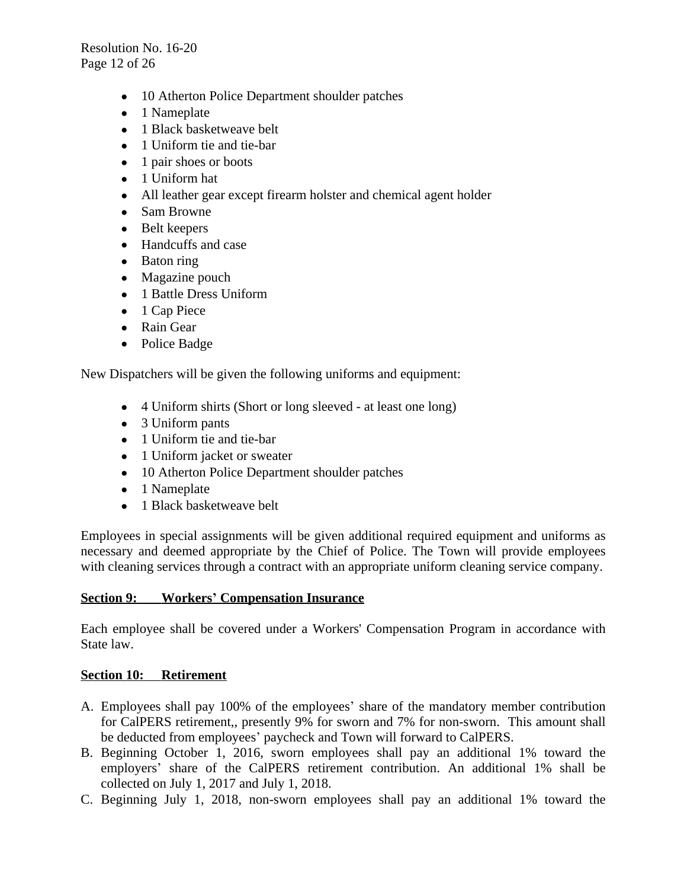- 10 Atherton Police Department shoulder patches
- 1 Nameplate
- 1 Black basketweave belt
- 1 Uniform tie and tie-bar
- 1 pair shoes or boots
- 1 Uniform hat
- All leather gear except firearm holster and chemical agent holder
- Sam Browne
- Belt keepers
- Handcuffs and case
- Baton ring
- Magazine pouch
- 1 Battle Dress Uniform
- 1 Cap Piece
- Rain Gear
- Police Badge

New Dispatchers will be given the following uniforms and equipment:

- 4 Uniform shirts (Short or long sleeved - at least one long)
- 3 Uniform pants
- 1 Uniform tie and tie-bar
- 1 Uniform jacket or sweater
- 10 Atherton Police Department shoulder patches
- 1 Nameplate
- 1 Black basketweave belt

Employees in special assignments will be given additional required equipment and uniforms as necessary and deemed appropriate by the Chief of Police. The Town will provide employees with cleaning services through a contract with an appropriate uniform cleaning service company.

**Section 9: Workers' Compensation Insurance**

Each employee shall be covered under a Workers' Compensation Program in accordance with State law.

**Section 10: Retirement**

A. Employees shall pay 100% of the employees' share of the mandatory member contribution for CalPERS retirement,, presently 9% for sworn and 7% for non-sworn. This amount shall be deducted from employees' paycheck and Town will forward to CalPERS.
B. Beginning October 1, 2016, sworn employees shall pay an additional 1% toward the employers' share of the CalPERS retirement contribution. An additional 1% shall be collected on July 1, 2017 and July 1, 2018.
C. Beginning July 1, 2018, non-sworn employees shall pay an additional 1% toward the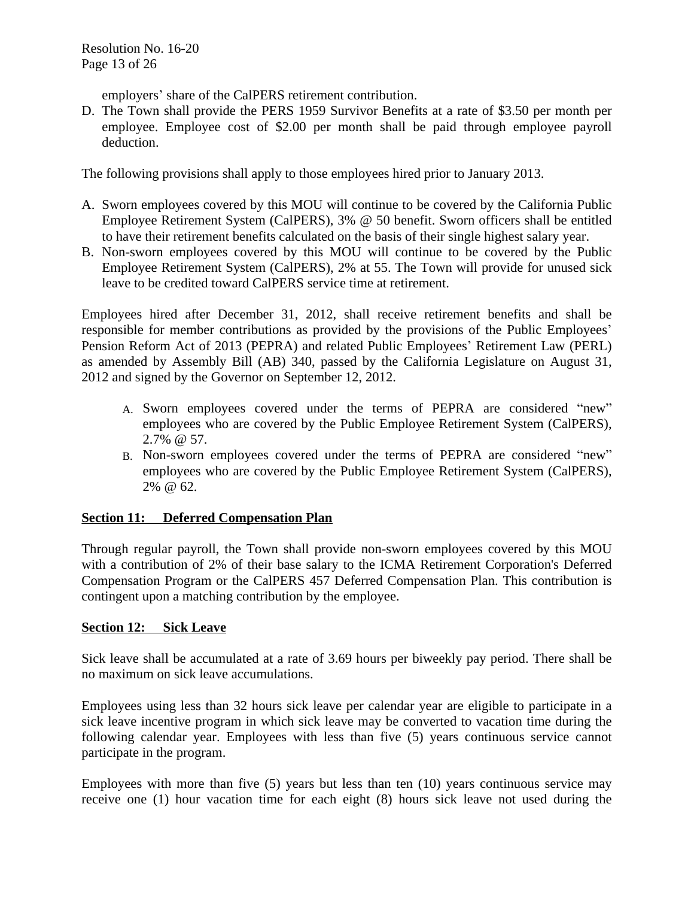employers' share of the CalPERS retirement contribution.

D. The Town shall provide the PERS 1959 Survivor Benefits at a rate of $3.50 per month per employee. Employee cost of $2.00 per month shall be paid through employee payroll deduction.

The following provisions shall apply to those employees hired prior to January 2013.

A. Sworn employees covered by this MOU will continue to be covered by the California Public Employee Retirement System (CalPERS), 3% @ 50 benefit. Sworn officers shall be entitled to have their retirement benefits calculated on the basis of their single highest salary year.
B. Non-sworn employees covered by this MOU will continue to be covered by the Public Employee Retirement System (CalPERS), 2% at 55. The Town will provide for unused sick leave to be credited toward CalPERS service time at retirement.

Employees hired after December 31, 2012, shall receive retirement benefits and shall be responsible for member contributions as provided by the provisions of the Public Employees' Pension Reform Act of 2013 (PEPRA) and related Public Employees' Retirement Law (PERL) as amended by Assembly Bill (AB) 340, passed by the California Legislature on August 31, 2012 and signed by the Governor on September 12, 2012.

A. Sworn employees covered under the terms of PEPRA are considered "new" employees who are covered by the Public Employee Retirement System (CalPERS), 2.7% @ 57.
B. Non-sworn employees covered under the terms of PEPRA are considered "new" employees who are covered by the Public Employee Retirement System (CalPERS), 2% @ 62.

**Section 11: Deferred Compensation Plan**

Through regular payroll, the Town shall provide non-sworn employees covered by this MOU with a contribution of 2% of their base salary to the ICMA Retirement Corporation's Deferred Compensation Program or the CalPERS 457 Deferred Compensation Plan. This contribution is contingent upon a matching contribution by the employee.

**Section 12: Sick Leave**

Sick leave shall be accumulated at a rate of 3.69 hours per biweekly pay period. There shall be no maximum on sick leave accumulations.

Employees using less than 32 hours sick leave per calendar year are eligible to participate in a sick leave incentive program in which sick leave may be converted to vacation time during the following calendar year. Employees with less than five (5) years continuous service cannot participate in the program.

Employees with more than five (5) years but less than ten (10) years continuous service may receive one (1) hour vacation time for each eight (8) hours sick leave not used during the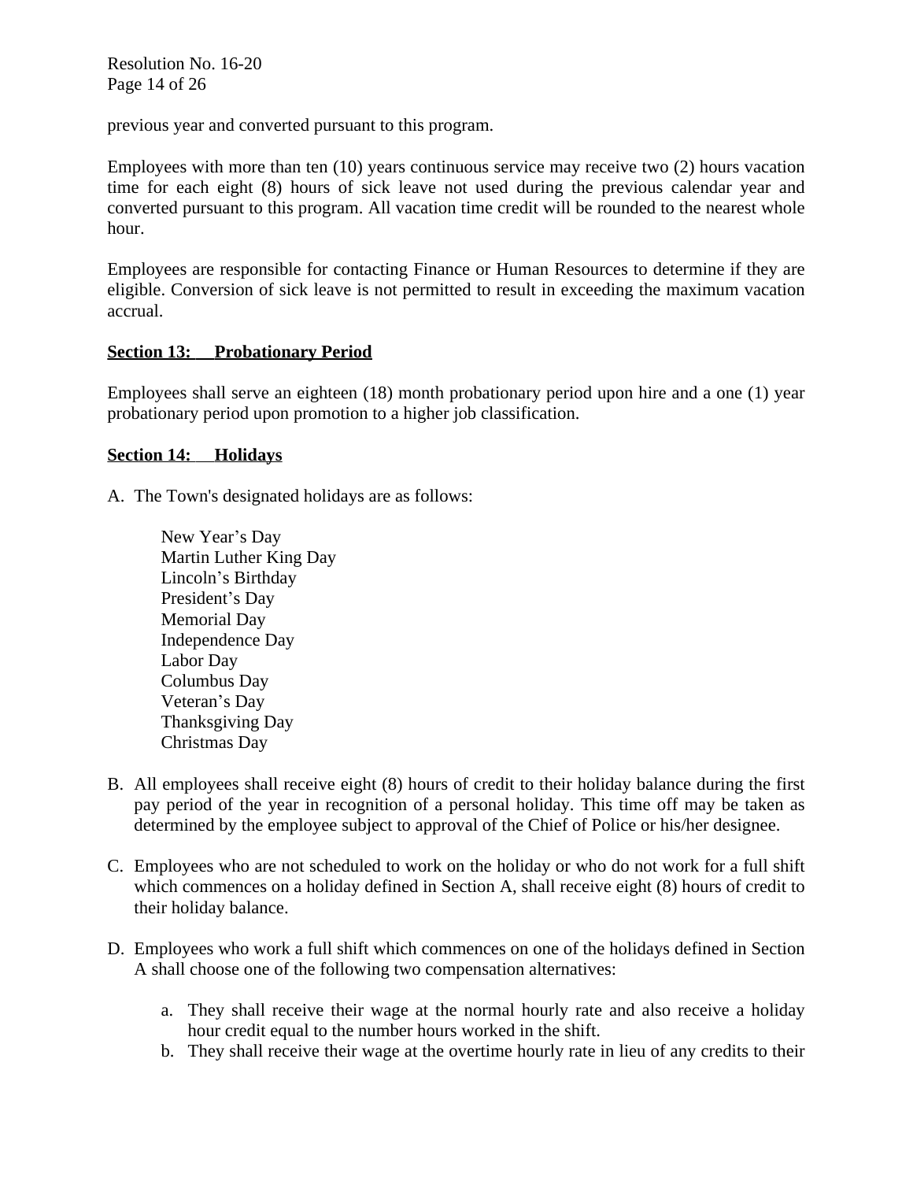previous year and converted pursuant to this program.

Employees with more than ten (10) years continuous service may receive two (2) hours vacation time for each eight (8) hours of sick leave not used during the previous calendar year and converted pursuant to this program. All vacation time credit will be rounded to the nearest whole hour.

Employees are responsible for contacting Finance or Human Resources to determine if they are eligible. Conversion of sick leave is not permitted to result in exceeding the maximum vacation accrual.

**Section 13: Probationary Period**

Employees shall serve an eighteen (18) month probationary period upon hire and a one (1) year probationary period upon promotion to a higher job classification.

**Section 14: Holidays**

A. The Town's designated holidays are as follows:

    New Year's Day
    Martin Luther King Day
    Lincoln's Birthday
    President's Day
    Memorial Day
    Independence Day
    Labor Day
    Columbus Day
    Veteran's Day
    Thanksgiving Day
    Christmas Day

B. All employees shall receive eight (8) hours of credit to their holiday balance during the first pay period of the year in recognition of a personal holiday. This time off may be taken as determined by the employee subject to approval of the Chief of Police or his/her designee.

C. Employees who are not scheduled to work on the holiday or who do not work for a full shift which commences on a holiday defined in Section A, shall receive eight (8) hours of credit to their holiday balance.

D. Employees who work a full shift which commences on one of the holidays defined in Section A shall choose one of the following two compensation alternatives:

    a. They shall receive their wage at the normal hourly rate and also receive a holiday hour credit equal to the number hours worked in the shift.
    b. They shall receive their wage at the overtime hourly rate in lieu of any credits to their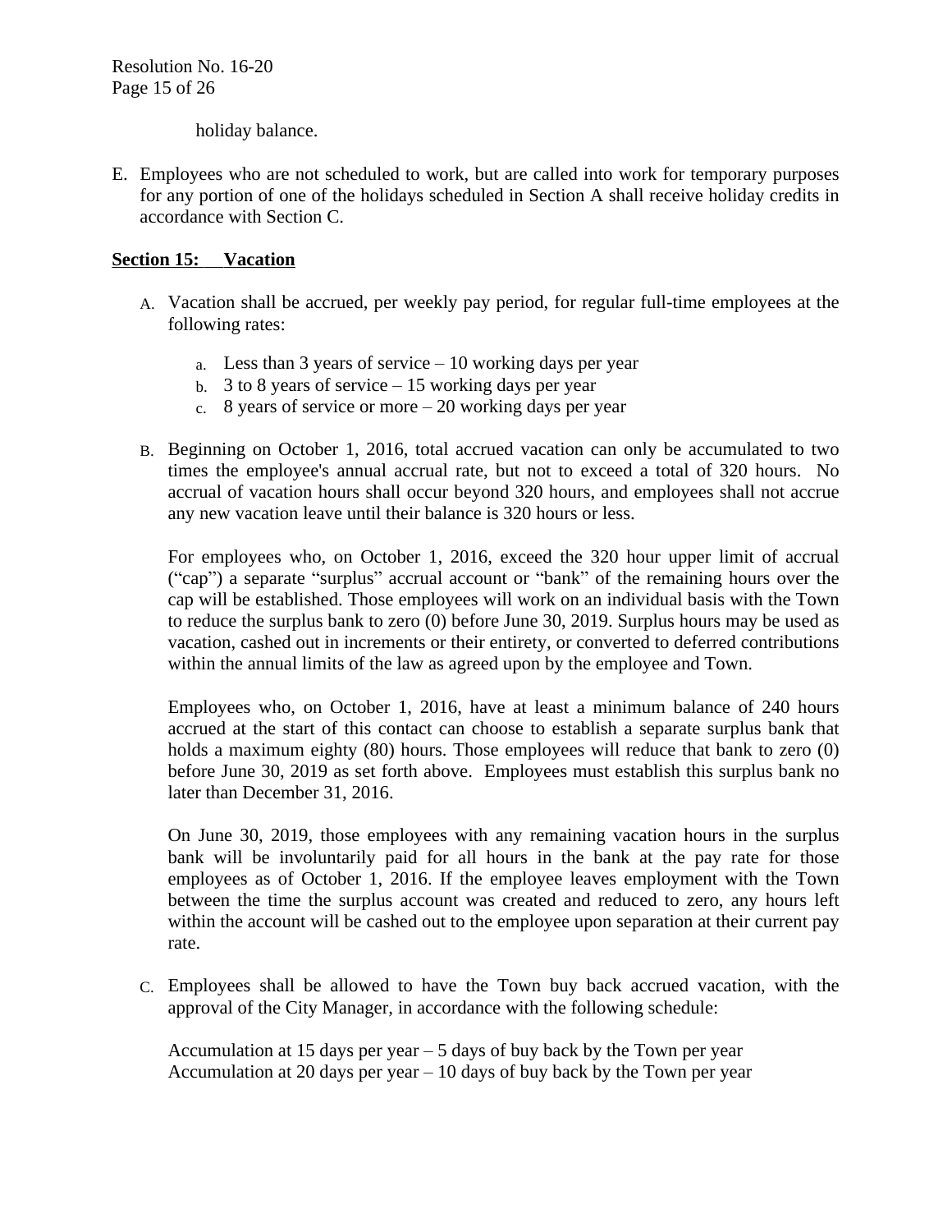holiday balance.

E. Employees who are not scheduled to work, but are called into work for temporary purposes for any portion of one of the holidays scheduled in Section A shall receive holiday credits in accordance with Section C.

**Section 15: Vacation**

A. Vacation shall be accrued, per weekly pay period, for regular full-time employees at the following rates:

   a. Less than 3 years of service – 10 working days per year
   b. 3 to 8 years of service – 15 working days per year
   c. 8 years of service or more – 20 working days per year

B. Beginning on October 1, 2016, total accrued vacation can only be accumulated to two times the employee's annual accrual rate, but not to exceed a total of 320 hours. No accrual of vacation hours shall occur beyond 320 hours, and employees shall not accrue any new vacation leave until their balance is 320 hours or less.

   For employees who, on October 1, 2016, exceed the 320 hour upper limit of accrual ("cap") a separate "surplus" accrual account or "bank" of the remaining hours over the cap will be established. Those employees will work on an individual basis with the Town to reduce the surplus bank to zero (0) before June 30, 2019. Surplus hours may be used as vacation, cashed out in increments or their entirety, or converted to deferred contributions within the annual limits of the law as agreed upon by the employee and Town.

   Employees who, on October 1, 2016, have at least a minimum balance of 240 hours accrued at the start of this contact can choose to establish a separate surplus bank that holds a maximum eighty (80) hours. Those employees will reduce that bank to zero (0) before June 30, 2019 as set forth above. Employees must establish this surplus bank no later than December 31, 2016.

   On June 30, 2019, those employees with any remaining vacation hours in the surplus bank will be involuntarily paid for all hours in the bank at the pay rate for those employees as of October 1, 2016. If the employee leaves employment with the Town between the time the surplus account was created and reduced to zero, any hours left within the account will be cashed out to the employee upon separation at their current pay rate.

C. Employees shall be allowed to have the Town buy back accrued vacation, with the approval of the City Manager, in accordance with the following schedule:

   Accumulation at 15 days per year – 5 days of buy back by the Town per year
   Accumulation at 20 days per year – 10 days of buy back by the Town per year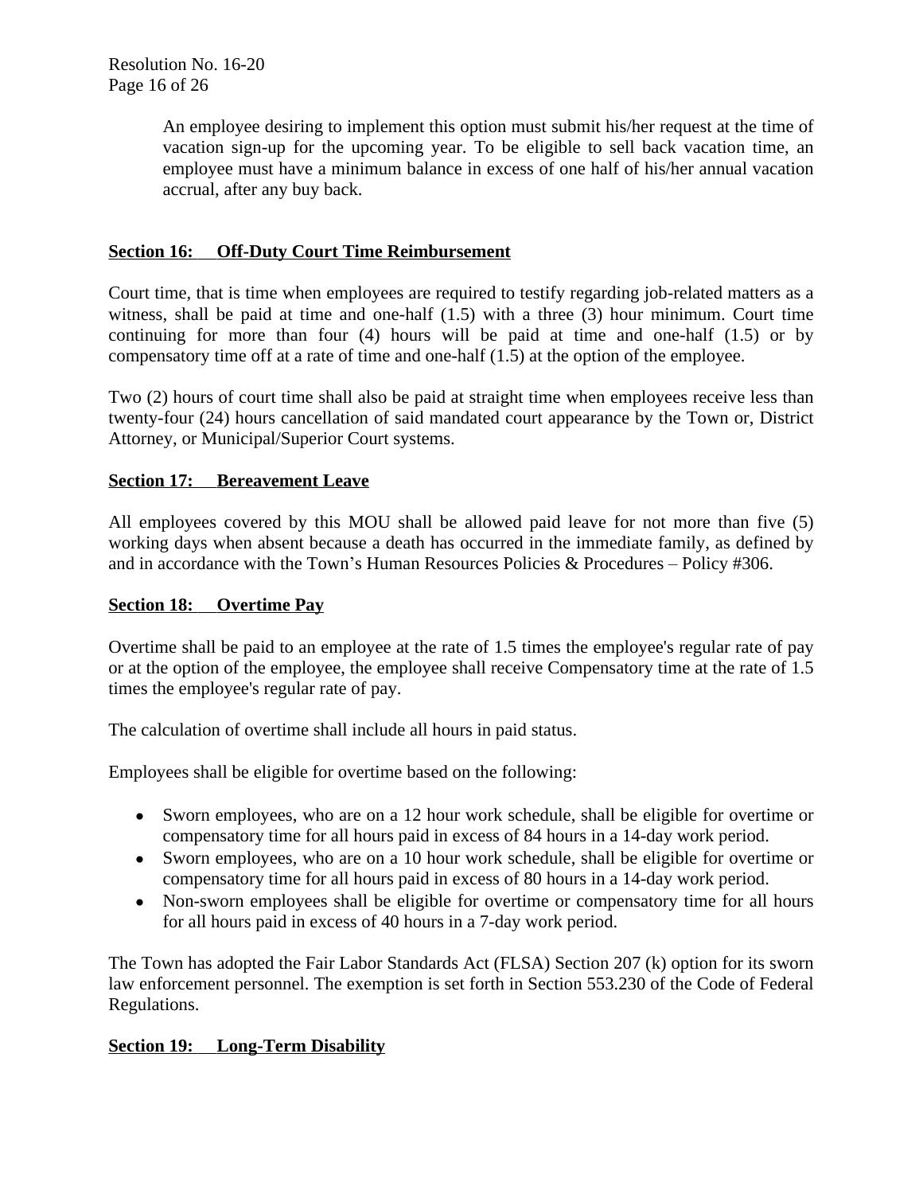An employee desiring to implement this option must submit his/her request at the time of vacation sign-up for the upcoming year. To be eligible to sell back vacation time, an employee must have a minimum balance in excess of one half of his/her annual vacation accrual, after any buy back.

## Section 16: Off-Duty Court Time Reimbursement

Court time, that is time when employees are required to testify regarding job-related matters as a witness, shall be paid at time and one-half (1.5) with a three (3) hour minimum. Court time continuing for more than four (4) hours will be paid at time and one-half (1.5) or by compensatory time off at a rate of time and one-half (1.5) at the option of the employee.

Two (2) hours of court time shall also be paid at straight time when employees receive less than twenty-four (24) hours cancellation of said mandated court appearance by the Town or, District Attorney, or Municipal/Superior Court systems.

## Section 17: Bereavement Leave

All employees covered by this MOU shall be allowed paid leave for not more than five (5) working days when absent because a death has occurred in the immediate family, as defined by and in accordance with the Town's Human Resources Policies & Procedures – Policy #306.

## Section 18: Overtime Pay

Overtime shall be paid to an employee at the rate of 1.5 times the employee's regular rate of pay or at the option of the employee, the employee shall receive Compensatory time at the rate of 1.5 times the employee's regular rate of pay.

The calculation of overtime shall include all hours in paid status.

Employees shall be eligible for overtime based on the following:

- Sworn employees, who are on a 12 hour work schedule, shall be eligible for overtime or compensatory time for all hours paid in excess of 84 hours in a 14-day work period.
- Sworn employees, who are on a 10 hour work schedule, shall be eligible for overtime or compensatory time for all hours paid in excess of 80 hours in a 14-day work period.
- Non-sworn employees shall be eligible for overtime or compensatory time for all hours for all hours paid in excess of 40 hours in a 7-day work period.

The Town has adopted the Fair Labor Standards Act (FLSA) Section 207 (k) option for its sworn law enforcement personnel. The exemption is set forth in Section 553.230 of the Code of Federal Regulations.

## Section 19: Long-Term Disability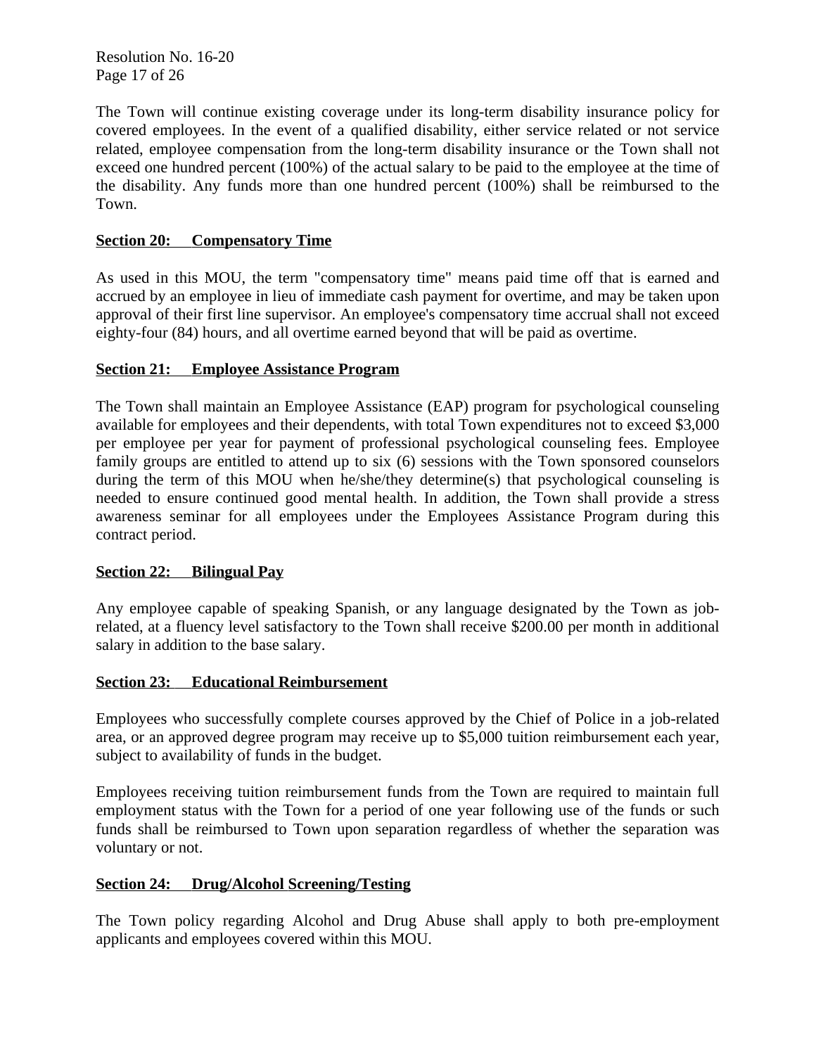The Town will continue existing coverage under its long-term disability insurance policy for covered employees. In the event of a qualified disability, either service related or not service related, employee compensation from the long-term disability insurance or the Town shall not exceed one hundred percent (100%) of the actual salary to be paid to the employee at the time of the disability. Any funds more than one hundred percent (100%) shall be reimbursed to the Town.

**Section 20: Compensatory Time**

As used in this MOU, the term "compensatory time" means paid time off that is earned and accrued by an employee in lieu of immediate cash payment for overtime, and may be taken upon approval of their first line supervisor. An employee's compensatory time accrual shall not exceed eighty-four (84) hours, and all overtime earned beyond that will be paid as overtime.

**Section 21: Employee Assistance Program**

The Town shall maintain an Employee Assistance (EAP) program for psychological counseling available for employees and their dependents, with total Town expenditures not to exceed $3,000 per employee per year for payment of professional psychological counseling fees. Employee family groups are entitled to attend up to six (6) sessions with the Town sponsored counselors during the term of this MOU when he/she/they determine(s) that psychological counseling is needed to ensure continued good mental health. In addition, the Town shall provide a stress awareness seminar for all employees under the Employees Assistance Program during this contract period.

**Section 22: Bilingual Pay**

Any employee capable of speaking Spanish, or any language designated by the Town as job-related, at a fluency level satisfactory to the Town shall receive $200.00 per month in additional salary in addition to the base salary.

**Section 23: Educational Reimbursement**

Employees who successfully complete courses approved by the Chief of Police in a job-related area, or an approved degree program may receive up to $5,000 tuition reimbursement each year, subject to availability of funds in the budget.

Employees receiving tuition reimbursement funds from the Town are required to maintain full employment status with the Town for a period of one year following use of the funds or such funds shall be reimbursed to Town upon separation regardless of whether the separation was voluntary or not.

**Section 24: Drug/Alcohol Screening/Testing**

The Town policy regarding Alcohol and Drug Abuse shall apply to both pre-employment applicants and employees covered within this MOU.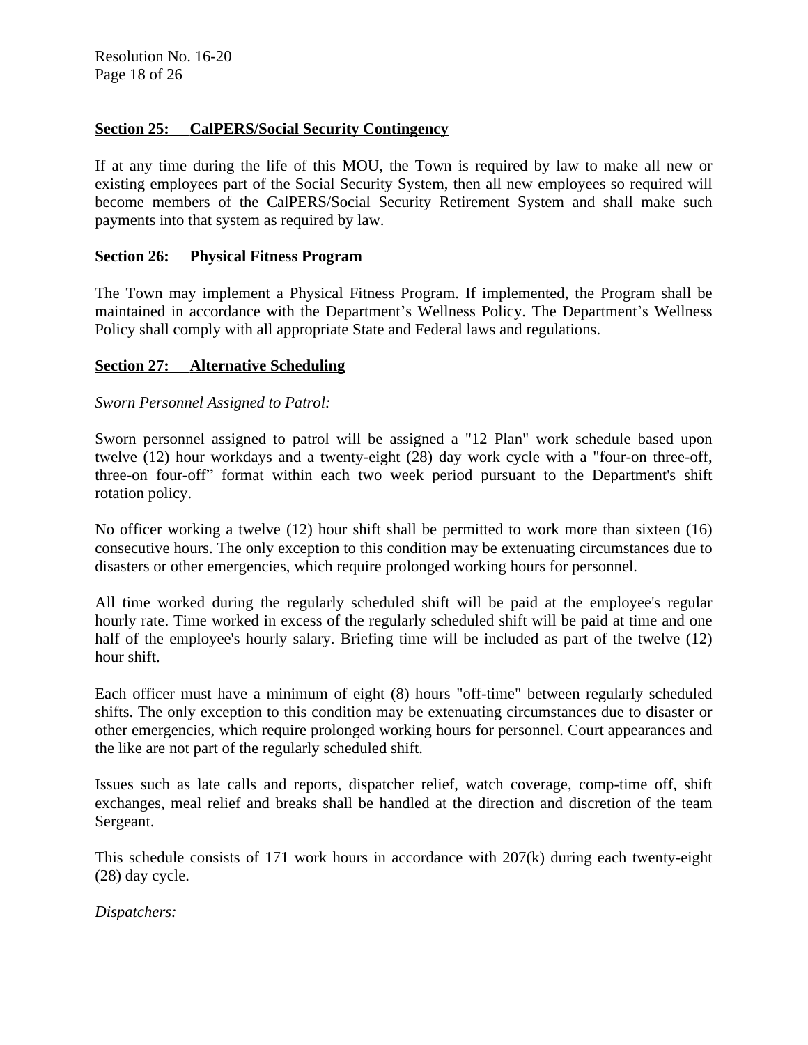**Section 25: CalPERS/Social Security Contingency**

If at any time during the life of this MOU, the Town is required by law to make all new or existing employees part of the Social Security System, then all new employees so required will become members of the CalPERS/Social Security Retirement System and shall make such payments into that system as required by law.

**Section 26: Physical Fitness Program**

The Town may implement a Physical Fitness Program. If implemented, the Program shall be maintained in accordance with the Department's Wellness Policy. The Department's Wellness Policy shall comply with all appropriate State and Federal laws and regulations.

**Section 27: Alternative Scheduling**

*Sworn Personnel Assigned to Patrol:*

Sworn personnel assigned to patrol will be assigned a "12 Plan" work schedule based upon twelve (12) hour workdays and a twenty-eight (28) day work cycle with a "four-on three-off, three-on four-off" format within each two week period pursuant to the Department's shift rotation policy.

No officer working a twelve (12) hour shift shall be permitted to work more than sixteen (16) consecutive hours. The only exception to this condition may be extenuating circumstances due to disasters or other emergencies, which require prolonged working hours for personnel.

All time worked during the regularly scheduled shift will be paid at the employee's regular hourly rate. Time worked in excess of the regularly scheduled shift will be paid at time and one half of the employee's hourly salary. Briefing time will be included as part of the twelve (12) hour shift.

Each officer must have a minimum of eight (8) hours "off-time" between regularly scheduled shifts. The only exception to this condition may be extenuating circumstances due to disaster or other emergencies, which require prolonged working hours for personnel. Court appearances and the like are not part of the regularly scheduled shift.

Issues such as late calls and reports, dispatcher relief, watch coverage, comp-time off, shift exchanges, meal relief and breaks shall be handled at the direction and discretion of the team Sergeant.

This schedule consists of 171 work hours in accordance with 207(k) during each twenty-eight (28) day cycle.

*Dispatchers:*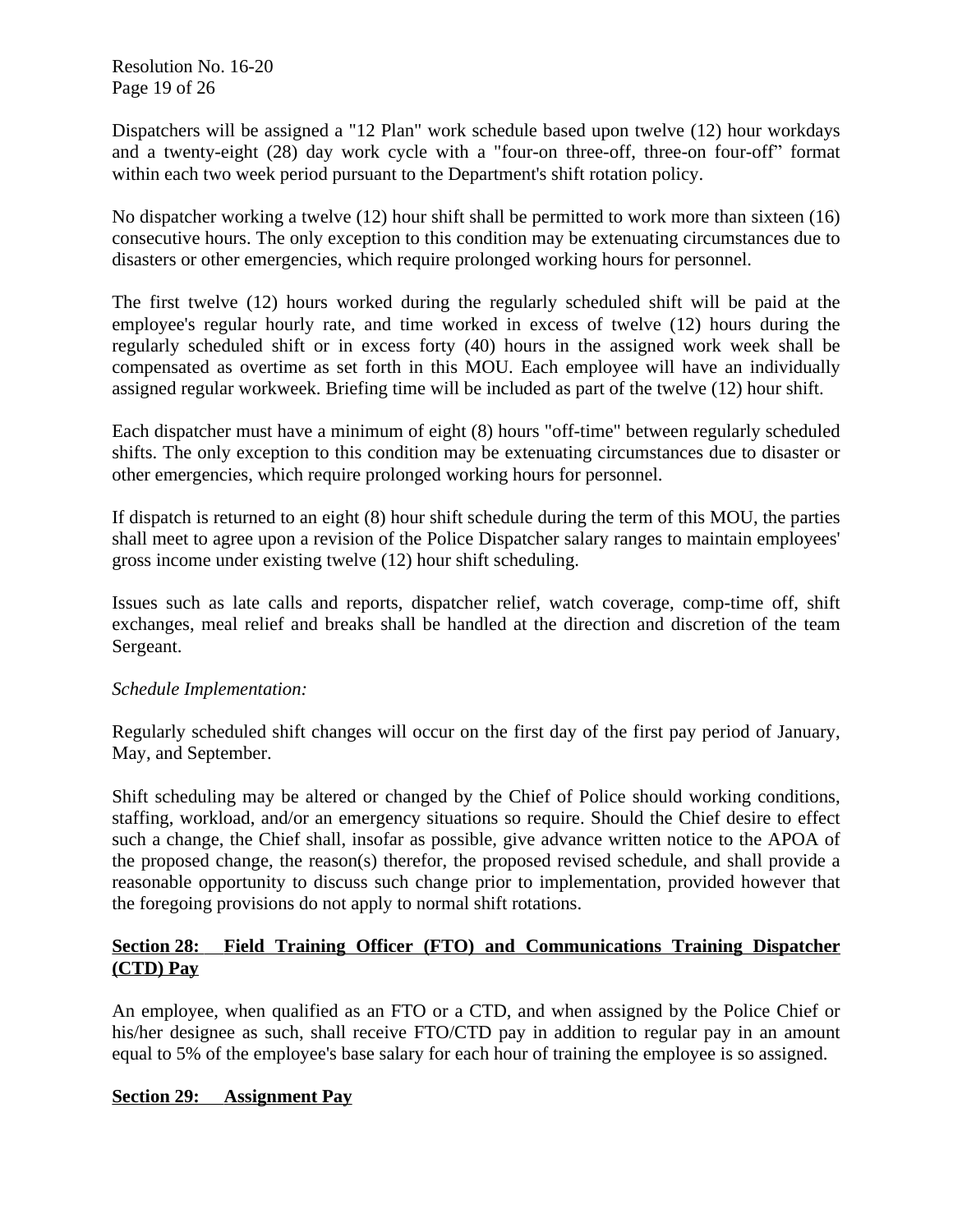Dispatchers will be assigned a "12 Plan" work schedule based upon twelve (12) hour workdays and a twenty-eight (28) day work cycle with a "four-on three-off, three-on four-off" format within each two week period pursuant to the Department's shift rotation policy.

No dispatcher working a twelve (12) hour shift shall be permitted to work more than sixteen (16) consecutive hours. The only exception to this condition may be extenuating circumstances due to disasters or other emergencies, which require prolonged working hours for personnel.

The first twelve (12) hours worked during the regularly scheduled shift will be paid at the employee's regular hourly rate, and time worked in excess of twelve (12) hours during the regularly scheduled shift or in excess forty (40) hours in the assigned work week shall be compensated as overtime as set forth in this MOU. Each employee will have an individually assigned regular workweek. Briefing time will be included as part of the twelve (12) hour shift.

Each dispatcher must have a minimum of eight (8) hours "off-time" between regularly scheduled shifts. The only exception to this condition may be extenuating circumstances due to disaster or other emergencies, which require prolonged working hours for personnel.

If dispatch is returned to an eight (8) hour shift schedule during the term of this MOU, the parties shall meet to agree upon a revision of the Police Dispatcher salary ranges to maintain employees' gross income under existing twelve (12) hour shift scheduling.

Issues such as late calls and reports, dispatcher relief, watch coverage, comp-time off, shift exchanges, meal relief and breaks shall be handled at the direction and discretion of the team Sergeant.

*Schedule Implementation:*

Regularly scheduled shift changes will occur on the first day of the first pay period of January, May, and September.

Shift scheduling may be altered or changed by the Chief of Police should working conditions, staffing, workload, and/or an emergency situations so require. Should the Chief desire to effect such a change, the Chief shall, insofar as possible, give advance written notice to the APOA of the proposed change, the reason(s) therefor, the proposed revised schedule, and shall provide a reasonable opportunity to discuss such change prior to implementation, provided however that the foregoing provisions do not apply to normal shift rotations.

## **Section 28: Field Training Officer (FTO) and Communications Training Dispatcher (CTD) Pay**

An employee, when qualified as an FTO or a CTD, and when assigned by the Police Chief or his/her designee as such, shall receive FTO/CTD pay in addition to regular pay in an amount equal to 5% of the employee's base salary for each hour of training the employee is so assigned.

## **Section 29: Assignment Pay**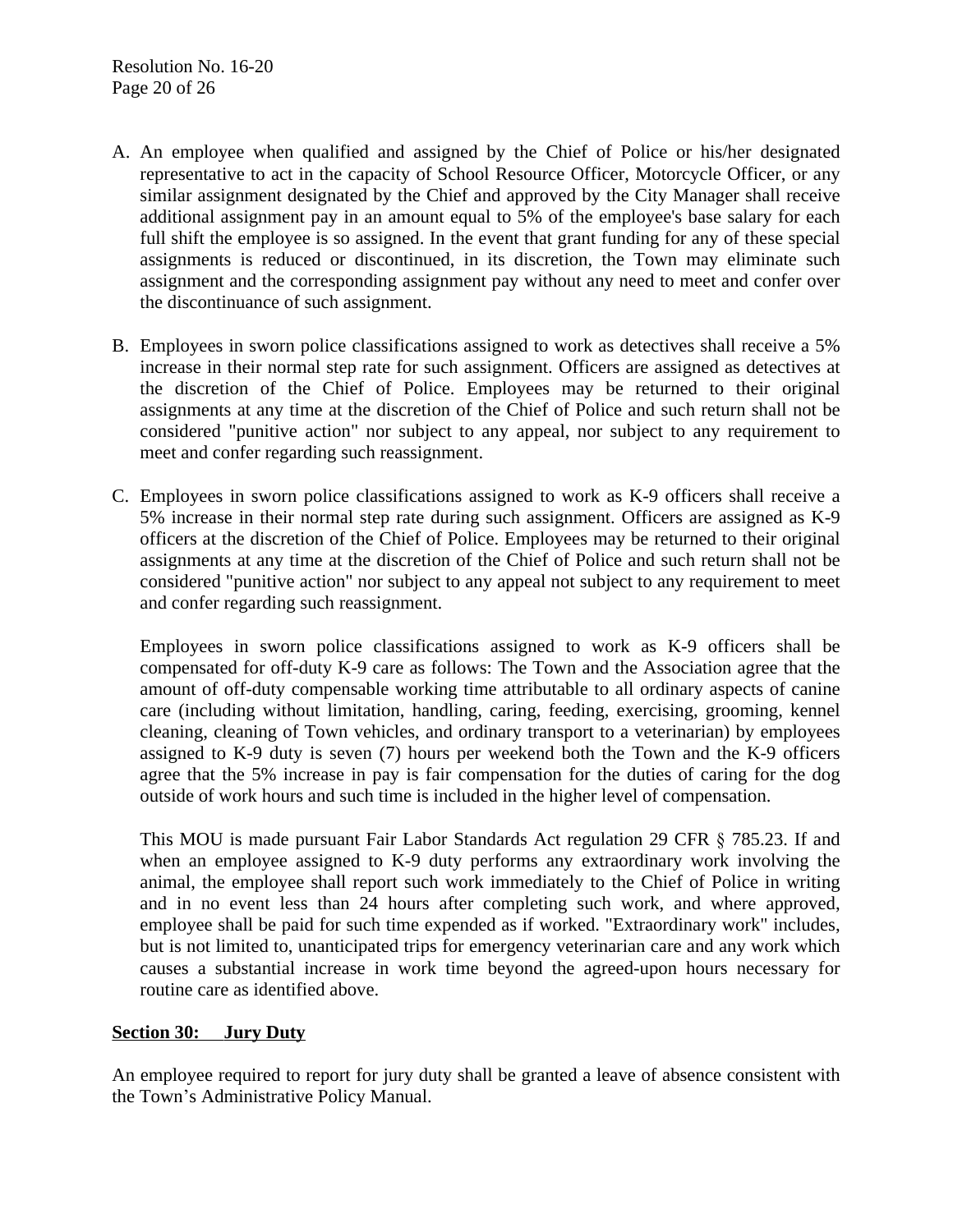A. An employee when qualified and assigned by the Chief of Police or his/her designated representative to act in the capacity of School Resource Officer, Motorcycle Officer, or any similar assignment designated by the Chief and approved by the City Manager shall receive additional assignment pay in an amount equal to 5% of the employee's base salary for each full shift the employee is so assigned. In the event that grant funding for any of these special assignments is reduced or discontinued, in its discretion, the Town may eliminate such assignment and the corresponding assignment pay without any need to meet and confer over the discontinuance of such assignment.

B. Employees in sworn police classifications assigned to work as detectives shall receive a 5% increase in their normal step rate for such assignment. Officers are assigned as detectives at the discretion of the Chief of Police. Employees may be returned to their original assignments at any time at the discretion of the Chief of Police and such return shall not be considered "punitive action" nor subject to any appeal, nor subject to any requirement to meet and confer regarding such reassignment.

C. Employees in sworn police classifications assigned to work as K-9 officers shall receive a 5% increase in their normal step rate during such assignment. Officers are assigned as K-9 officers at the discretion of the Chief of Police. Employees may be returned to their original assignments at any time at the discretion of the Chief of Police and such return shall not be considered "punitive action" nor subject to any appeal not subject to any requirement to meet and confer regarding such reassignment.

   Employees in sworn police classifications assigned to work as K-9 officers shall be compensated for off-duty K-9 care as follows: The Town and the Association agree that the amount of off-duty compensable working time attributable to all ordinary aspects of canine care (including without limitation, handling, caring, feeding, exercising, grooming, kennel cleaning, cleaning of Town vehicles, and ordinary transport to a veterinarian) by employees assigned to K-9 duty is seven (7) hours per weekend both the Town and the K-9 officers agree that the 5% increase in pay is fair compensation for the duties of caring for the dog outside of work hours and such time is included in the higher level of compensation.

   This MOU is made pursuant Fair Labor Standards Act regulation 29 CFR § 785.23. If and when an employee assigned to K-9 duty performs any extraordinary work involving the animal, the employee shall report such work immediately to the Chief of Police in writing and in no event less than 24 hours after completing such work, and where approved, employee shall be paid for such time expended as if worked. "Extraordinary work" includes, but is not limited to, unanticipated trips for emergency veterinarian care and any work which causes a substantial increase in work time beyond the agreed-upon hours necessary for routine care as identified above.

**Section 30: Jury Duty**

An employee required to report for jury duty shall be granted a leave of absence consistent with the Town's Administrative Policy Manual.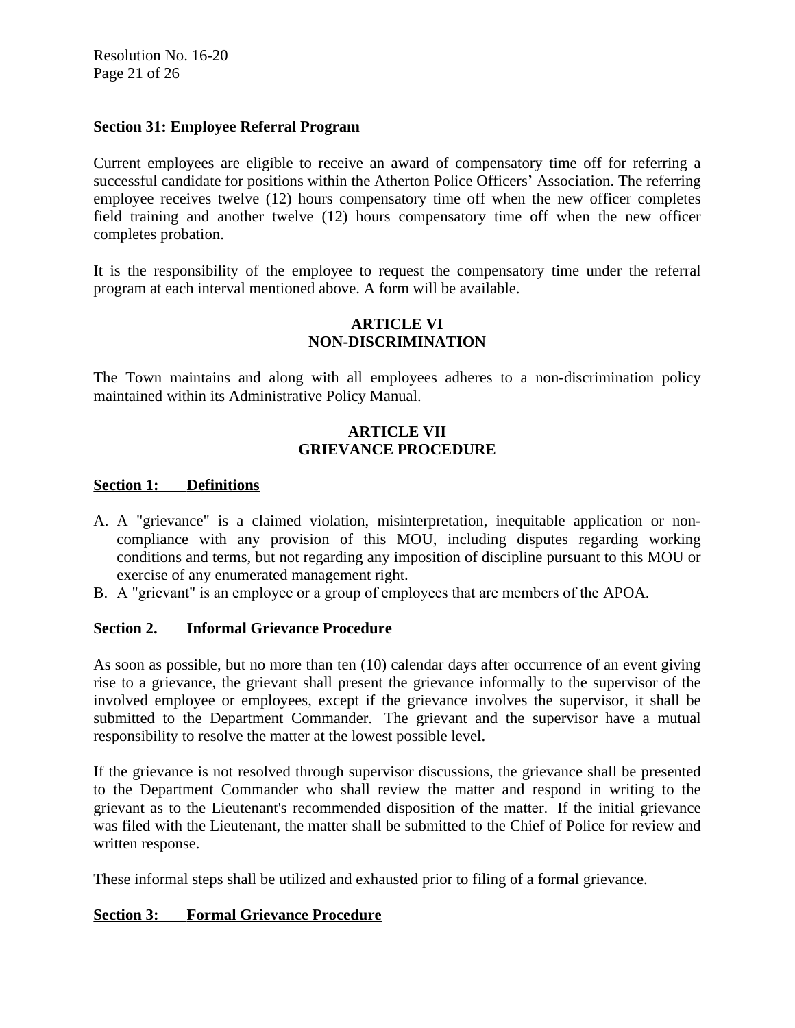**Section 31: Employee Referral Program**

Current employees are eligible to receive an award of compensatory time off for referring a successful candidate for positions within the Atherton Police Officers' Association. The referring employee receives twelve (12) hours compensatory time off when the new officer completes field training and another twelve (12) hours compensatory time off when the new officer completes probation.

It is the responsibility of the employee to request the compensatory time under the referral program at each interval mentioned above. A form will be available.

## ARTICLE VI
## NON-DISCRIMINATION

The Town maintains and along with all employees adheres to a non-discrimination policy maintained within its Administrative Policy Manual.

## ARTICLE VII
## GRIEVANCE PROCEDURE

**Section 1: Definitions**

A. A "grievance" is a claimed violation, misinterpretation, inequitable application or non-compliance with any provision of this MOU, including disputes regarding working conditions and terms, but not regarding any imposition of discipline pursuant to this MOU or exercise of any enumerated management right.

B. A "grievant" is an employee or a group of employees that are members of the APOA.

**Section 2. Informal Grievance Procedure**

As soon as possible, but no more than ten (10) calendar days after occurrence of an event giving rise to a grievance, the grievant shall present the grievance informally to the supervisor of the involved employee or employees, except if the grievance involves the supervisor, it shall be submitted to the Department Commander. The grievant and the supervisor have a mutual responsibility to resolve the matter at the lowest possible level.

If the grievance is not resolved through supervisor discussions, the grievance shall be presented to the Department Commander who shall review the matter and respond in writing to the grievant as to the Lieutenant's recommended disposition of the matter. If the initial grievance was filed with the Lieutenant, the matter shall be submitted to the Chief of Police for review and written response.

These informal steps shall be utilized and exhausted prior to filing of a formal grievance.

**Section 3: Formal Grievance Procedure**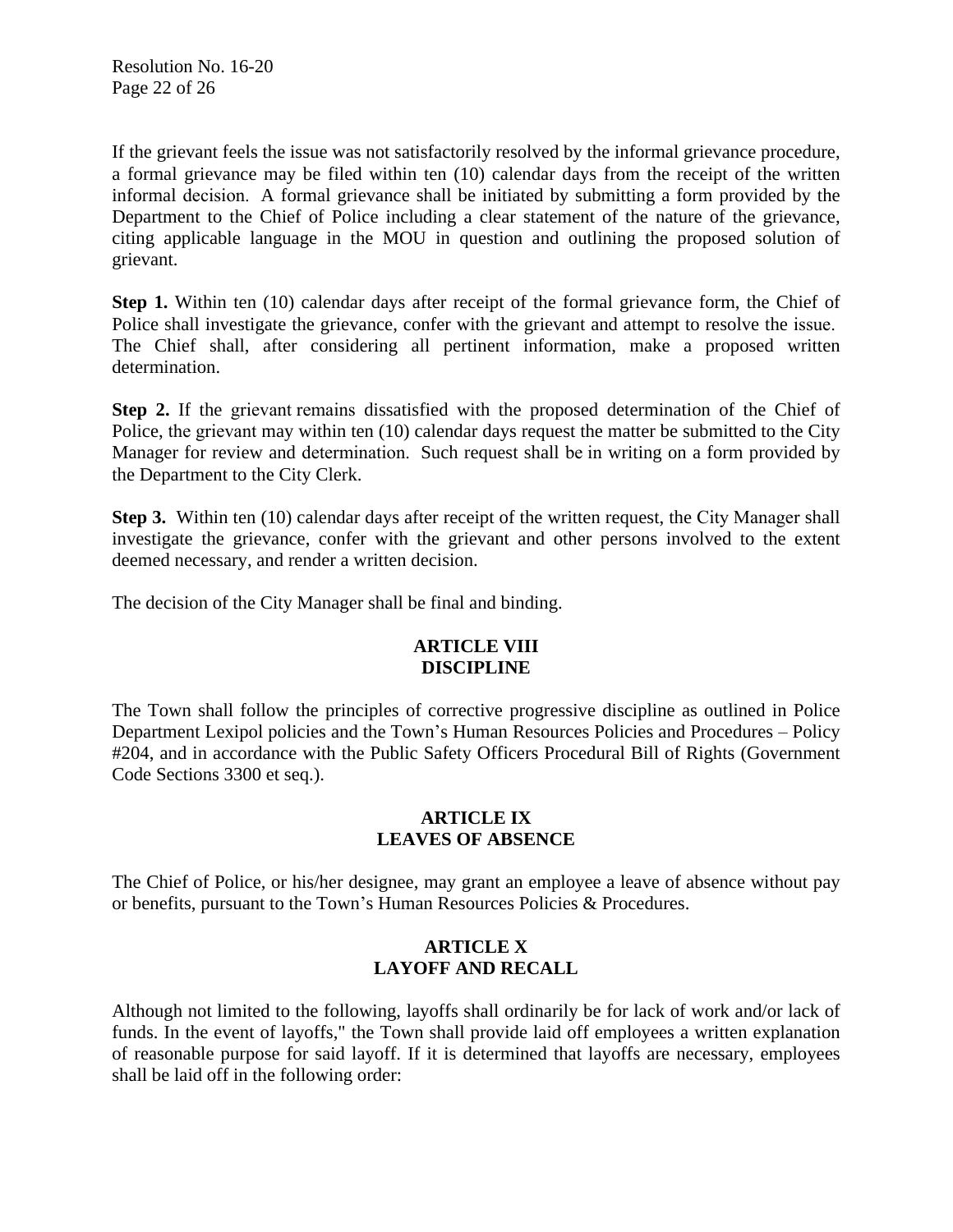If the grievant feels the issue was not satisfactorily resolved by the informal grievance procedure, a formal grievance may be filed within ten (10) calendar days from the receipt of the written informal decision. A formal grievance shall be initiated by submitting a form provided by the Department to the Chief of Police including a clear statement of the nature of the grievance, citing applicable language in the MOU in question and outlining the proposed solution of grievant.

**Step 1.** Within ten (10) calendar days after receipt of the formal grievance form, the Chief of Police shall investigate the grievance, confer with the grievant and attempt to resolve the issue. The Chief shall, after considering all pertinent information, make a proposed written determination.

**Step 2.** If the grievant remains dissatisfied with the proposed determination of the Chief of Police, the grievant may within ten (10) calendar days request the matter be submitted to the City Manager for review and determination. Such request shall be in writing on a form provided by the Department to the City Clerk.

**Step 3.** Within ten (10) calendar days after receipt of the written request, the City Manager shall investigate the grievance, confer with the grievant and other persons involved to the extent deemed necessary, and render a written decision.

The decision of the City Manager shall be final and binding.

## ARTICLE VIII
## DISCIPLINE

The Town shall follow the principles of corrective progressive discipline as outlined in Police Department Lexipol policies and the Town's Human Resources Policies and Procedures – Policy #204, and in accordance with the Public Safety Officers Procedural Bill of Rights (Government Code Sections 3300 et seq.).

## ARTICLE IX
## LEAVES OF ABSENCE

The Chief of Police, or his/her designee, may grant an employee a leave of absence without pay or benefits, pursuant to the Town's Human Resources Policies & Procedures.

## ARTICLE X
## LAYOFF AND RECALL

Although not limited to the following, layoffs shall ordinarily be for lack of work and/or lack of funds. In the event of layoffs," the Town shall provide laid off employees a written explanation of reasonable purpose for said layoff. If it is determined that layoffs are necessary, employees shall be laid off in the following order: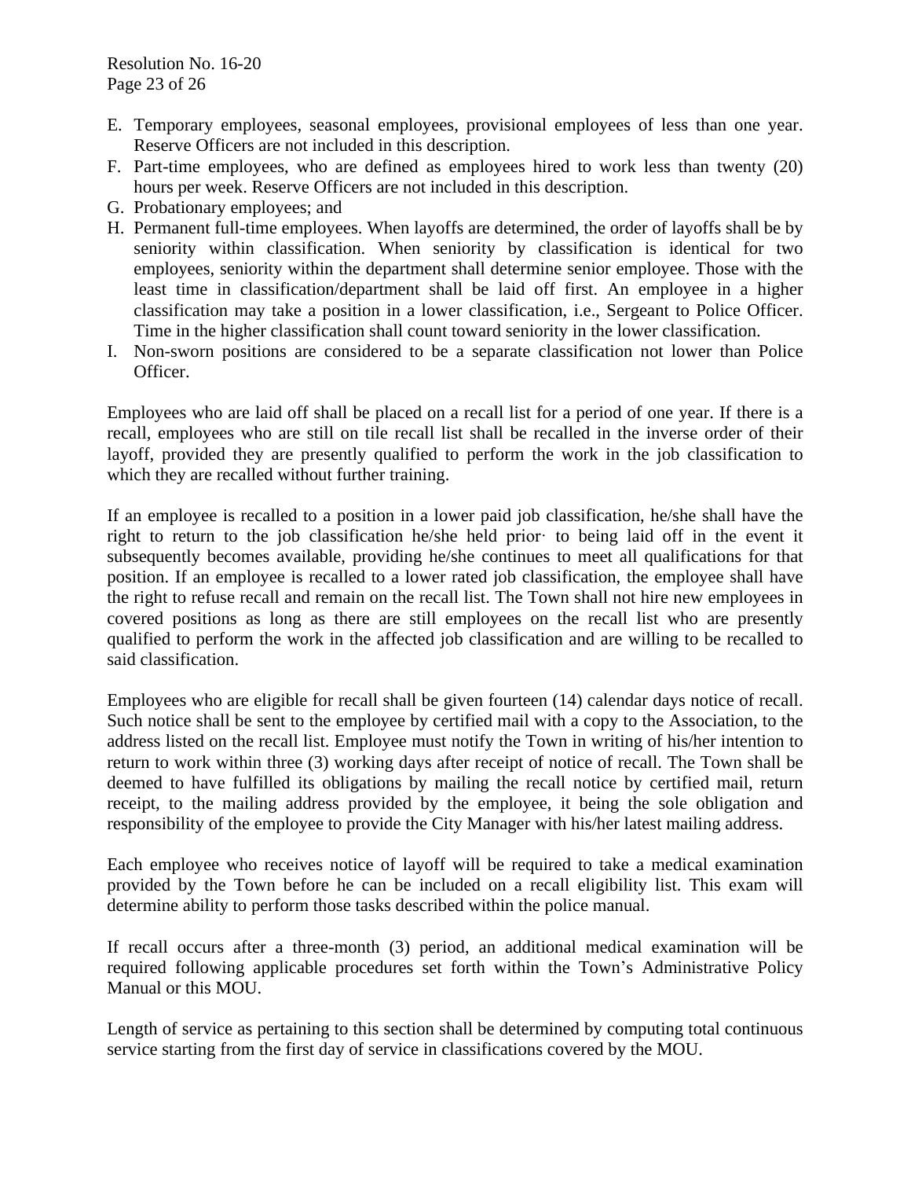E. Temporary employees, seasonal employees, provisional employees of less than one year. Reserve Officers are not included in this description.
F. Part-time employees, who are defined as employees hired to work less than twenty (20) hours per week. Reserve Officers are not included in this description.
G. Probationary employees; and
H. Permanent full-time employees. When layoffs are determined, the order of layoffs shall be by seniority within classification. When seniority by classification is identical for two employees, seniority within the department shall determine senior employee. Those with the least time in classification/department shall be laid off first. An employee in a higher classification may take a position in a lower classification, i.e., Sergeant to Police Officer. Time in the higher classification shall count toward seniority in the lower classification.
I. Non-sworn positions are considered to be a separate classification not lower than Police Officer.

Employees who are laid off shall be placed on a recall list for a period of one year. If there is a recall, employees who are still on tile recall list shall be recalled in the inverse order of their layoff, provided they are presently qualified to perform the work in the job classification to which they are recalled without further training.

If an employee is recalled to a position in a lower paid job classification, he/she shall have the right to return to the job classification he/she held prior· to being laid off in the event it subsequently becomes available, providing he/she continues to meet all qualifications for that position. If an employee is recalled to a lower rated job classification, the employee shall have the right to refuse recall and remain on the recall list. The Town shall not hire new employees in covered positions as long as there are still employees on the recall list who are presently qualified to perform the work in the affected job classification and are willing to be recalled to said classification.

Employees who are eligible for recall shall be given fourteen (14) calendar days notice of recall. Such notice shall be sent to the employee by certified mail with a copy to the Association, to the address listed on the recall list. Employee must notify the Town in writing of his/her intention to return to work within three (3) working days after receipt of notice of recall. The Town shall be deemed to have fulfilled its obligations by mailing the recall notice by certified mail, return receipt, to the mailing address provided by the employee, it being the sole obligation and responsibility of the employee to provide the City Manager with his/her latest mailing address.

Each employee who receives notice of layoff will be required to take a medical examination provided by the Town before he can be included on a recall eligibility list. This exam will determine ability to perform those tasks described within the police manual.

If recall occurs after a three-month (3) period, an additional medical examination will be required following applicable procedures set forth within the Town's Administrative Policy Manual or this MOU.

Length of service as pertaining to this section shall be determined by computing total continuous service starting from the first day of service in classifications covered by the MOU.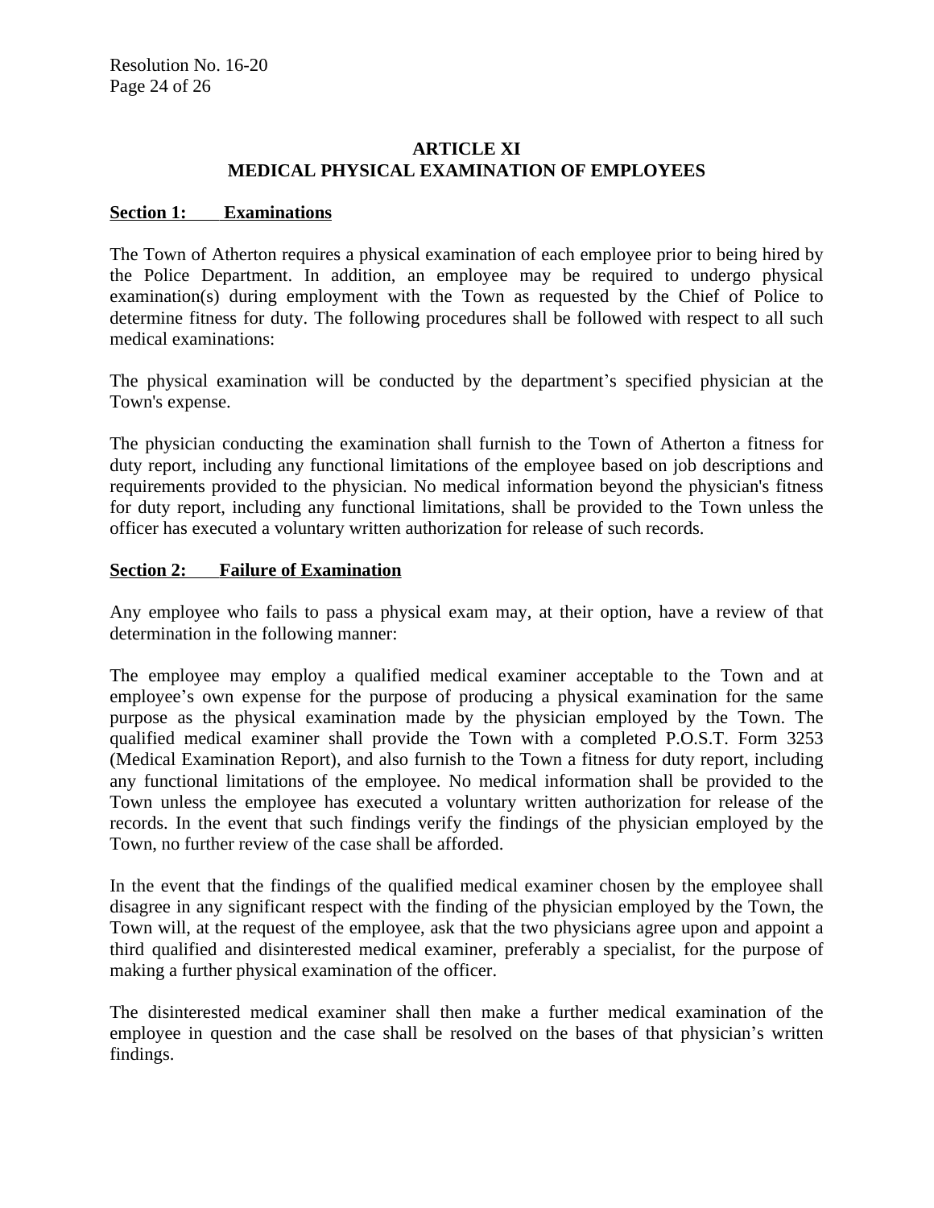## ARTICLE XI
## MEDICAL PHYSICAL EXAMINATION OF EMPLOYEES

**Section 1: Examinations**

The Town of Atherton requires a physical examination of each employee prior to being hired by the Police Department. In addition, an employee may be required to undergo physical examination(s) during employment with the Town as requested by the Chief of Police to determine fitness for duty. The following procedures shall be followed with respect to all such medical examinations:

The physical examination will be conducted by the department's specified physician at the Town's expense.

The physician conducting the examination shall furnish to the Town of Atherton a fitness for duty report, including any functional limitations of the employee based on job descriptions and requirements provided to the physician. No medical information beyond the physician's fitness for duty report, including any functional limitations, shall be provided to the Town unless the officer has executed a voluntary written authorization for release of such records.

**Section 2: Failure of Examination**

Any employee who fails to pass a physical exam may, at their option, have a review of that determination in the following manner:

The employee may employ a qualified medical examiner acceptable to the Town and at employee's own expense for the purpose of producing a physical examination for the same purpose as the physical examination made by the physician employed by the Town. The qualified medical examiner shall provide the Town with a completed P.O.S.T. Form 3253 (Medical Examination Report), and also furnish to the Town a fitness for duty report, including any functional limitations of the employee. No medical information shall be provided to the Town unless the employee has executed a voluntary written authorization for release of the records. In the event that such findings verify the findings of the physician employed by the Town, no further review of the case shall be afforded.

In the event that the findings of the qualified medical examiner chosen by the employee shall disagree in any significant respect with the finding of the physician employed by the Town, the Town will, at the request of the employee, ask that the two physicians agree upon and appoint a third qualified and disinterested medical examiner, preferably a specialist, for the purpose of making a further physical examination of the officer.

The disinterested medical examiner shall then make a further medical examination of the employee in question and the case shall be resolved on the bases of that physician's written findings.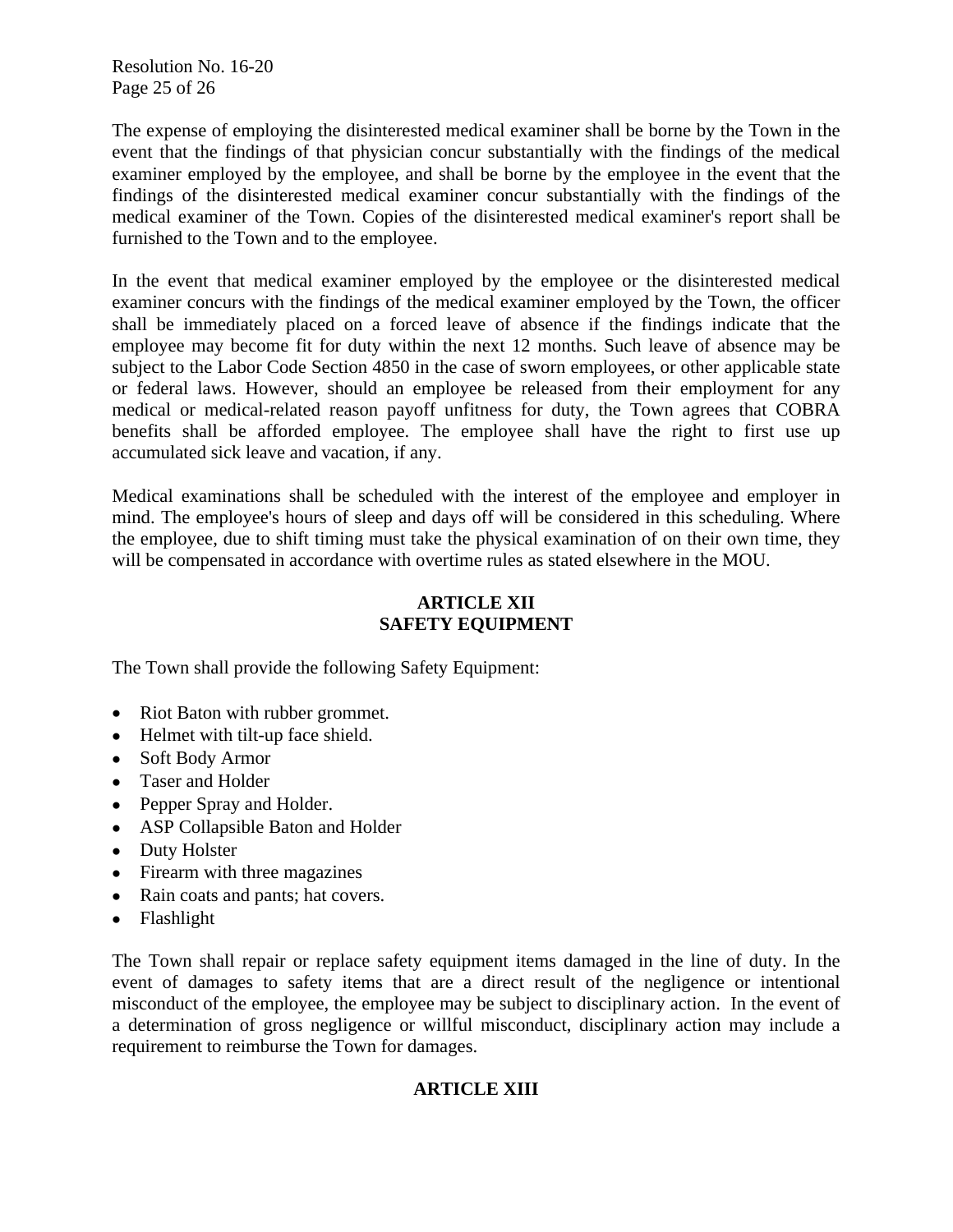The expense of employing the disinterested medical examiner shall be borne by the Town in the event that the findings of that physician concur substantially with the findings of the medical examiner employed by the employee, and shall be borne by the employee in the event that the findings of the disinterested medical examiner concur substantially with the findings of the medical examiner of the Town. Copies of the disinterested medical examiner's report shall be furnished to the Town and to the employee.

In the event that medical examiner employed by the employee or the disinterested medical examiner concurs with the findings of the medical examiner employed by the Town, the officer shall be immediately placed on a forced leave of absence if the findings indicate that the employee may become fit for duty within the next 12 months. Such leave of absence may be subject to the Labor Code Section 4850 in the case of sworn employees, or other applicable state or federal laws. However, should an employee be released from their employment for any medical or medical-related reason payoff unfitness for duty, the Town agrees that COBRA benefits shall be afforded employee. The employee shall have the right to first use up accumulated sick leave and vacation, if any.

Medical examinations shall be scheduled with the interest of the employee and employer in mind. The employee's hours of sleep and days off will be considered in this scheduling. Where the employee, due to shift timing must take the physical examination of on their own time, they will be compensated in accordance with overtime rules as stated elsewhere in the MOU.

## ARTICLE XII
## SAFETY EQUIPMENT

The Town shall provide the following Safety Equipment:

- Riot Baton with rubber grommet.
- Helmet with tilt-up face shield.
- Soft Body Armor
- Taser and Holder
- Pepper Spray and Holder.
- ASP Collapsible Baton and Holder
- Duty Holster
- Firearm with three magazines
- Rain coats and pants; hat covers.
- Flashlight

The Town shall repair or replace safety equipment items damaged in the line of duty. In the event of damages to safety items that are a direct result of the negligence or intentional misconduct of the employee, the employee may be subject to disciplinary action. In the event of a determination of gross negligence or willful misconduct, disciplinary action may include a requirement to reimburse the Town for damages.

## ARTICLE XIII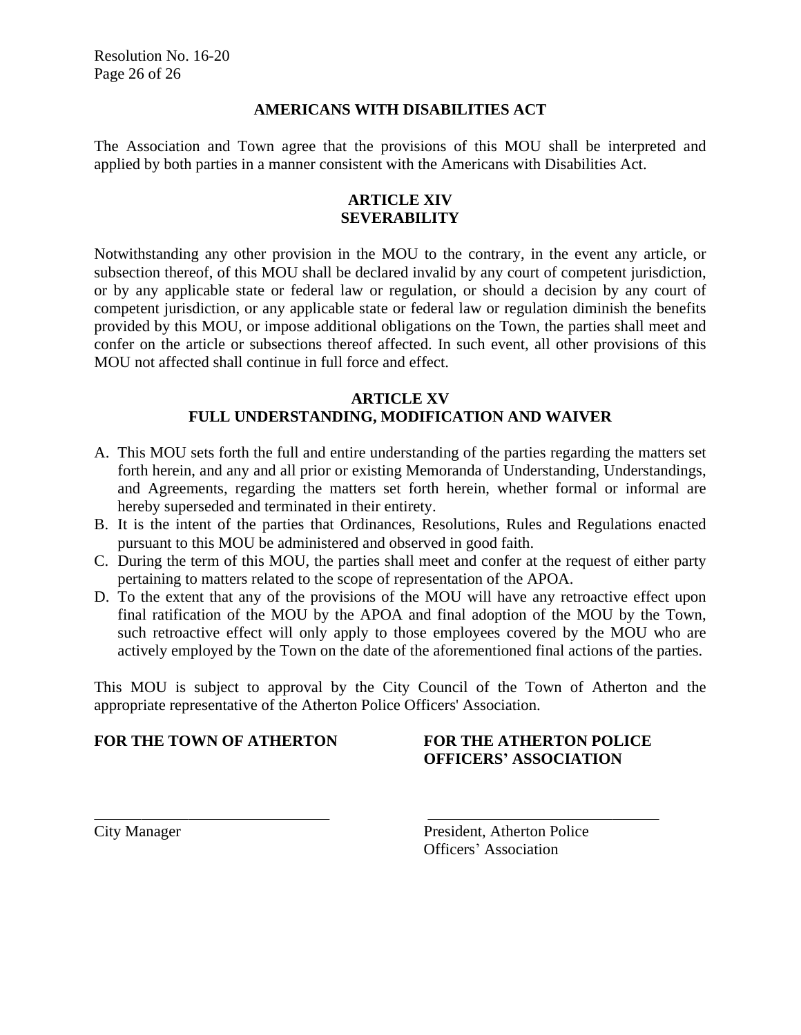**AMERICANS WITH DISABILITIES ACT**

The Association and Town agree that the provisions of this MOU shall be interpreted and applied by both parties in a manner consistent with the Americans with Disabilities Act.

## ARTICLE XIV
## SEVERABILITY

Notwithstanding any other provision in the MOU to the contrary, in the event any article, or subsection thereof, of this MOU shall be declared invalid by any court of competent jurisdiction, or by any applicable state or federal law or regulation, or should a decision by any court of competent jurisdiction, or any applicable state or federal law or regulation diminish the benefits provided by this MOU, or impose additional obligations on the Town, the parties shall meet and confer on the article or subsections thereof affected. In such event, all other provisions of this MOU not affected shall continue in full force and effect.

## ARTICLE XV
## FULL UNDERSTANDING, MODIFICATION AND WAIVER

A. This MOU sets forth the full and entire understanding of the parties regarding the matters set forth herein, and any and all prior or existing Memoranda of Understanding, Understandings, and Agreements, regarding the matters set forth herein, whether formal or informal are hereby superseded and terminated in their entirety.
B. It is the intent of the parties that Ordinances, Resolutions, Rules and Regulations enacted pursuant to this MOU be administered and observed in good faith.
C. During the term of this MOU, the parties shall meet and confer at the request of either party pertaining to matters related to the scope of representation of the APOA.
D. To the extent that any of the provisions of the MOU will have any retroactive effect upon final ratification of the MOU by the APOA and final adoption of the MOU by the Town, such retroactive effect will only apply to those employees covered by the MOU who are actively employed by the Town on the date of the aforementioned final actions of the parties.

This MOU is subject to approval by the City Council of the Town of Atherton and the appropriate representative of the Atherton Police Officers' Association.

**FOR THE TOWN OF ATHERTON**

\_\_\_\_\_\_\_\_\_\_\_\_\_\_\_\_\_\_\_\_\_\_\_\_\_\_\_\_\_\_
City Manager

**FOR THE ATHERTON POLICE OFFICERS' ASSOCIATION**

\_\_\_\_\_\_\_\_\_\_\_\_\_\_\_\_\_\_\_\_\_\_\_\_\_\_\_\_\_\_
President, Atherton Police Officers' Association